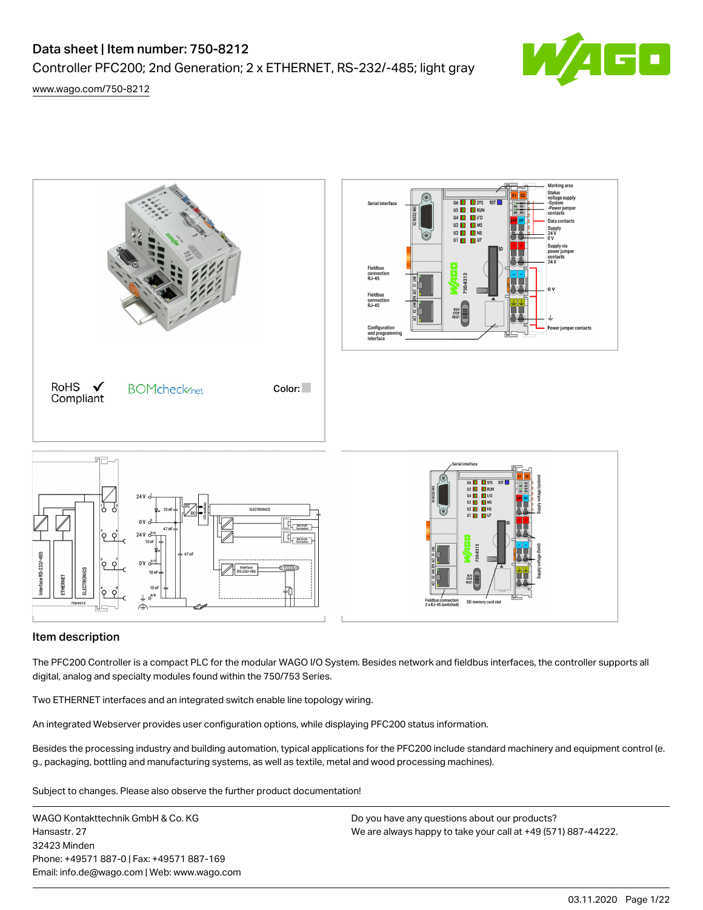# Data sheet | Item number: 750-8212

Controller PFC200; 2nd Generation; 2 x ETHERNET, RS-232/-485; light gray

www.wago.com/750-8212

RoHS Compliant ✓

Color:

## Item description

The PFC200 Controller is a compact PLC for the modular WAGO I/O System. Besides network and fieldbus interfaces, the controller supports all digital, analog and specialty modules found within the 750/753 Series.

Two ETHERNET interfaces and an integrated switch enable line topology wiring.

An integrated Webserver provides user configuration options, while displaying PFC200 status information.

Besides the processing industry and building automation, typical applications for the PFC200 include standard machinery and equipment control (e. g., packaging, bottling and manufacturing systems, as well as textile, metal and wood processing machines).

Subject to changes. Please also observe the further product documentation!

WAGO Kontakttechnik GmbH & Co. KG
Hansastr. 27
32423 Minden
Phone: +49571 887-0 | Fax: +49571 887-169
Email: info.de@wago.com | Web: www.wago.com

Do you have any questions about our products?
We are always happy to take your call at +49 (571) 887-44222.

03.11.2020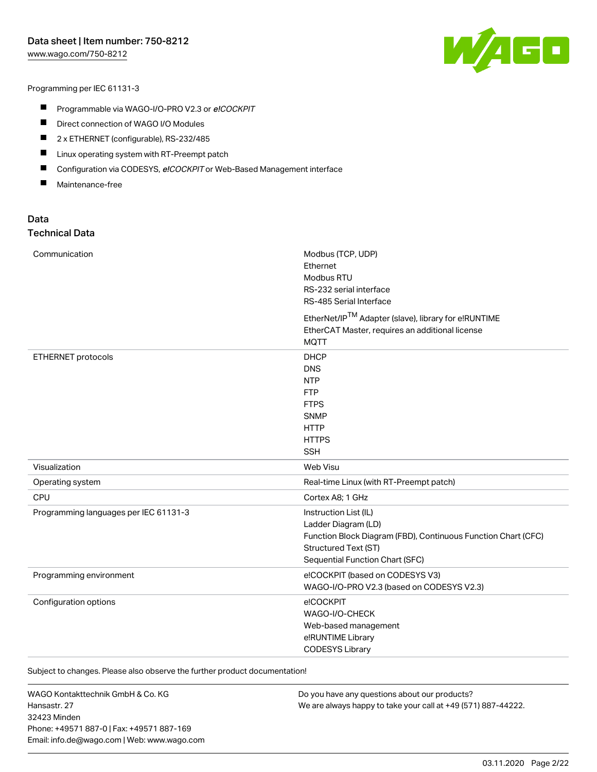Programming per IEC 61131-3

- Programmable via WAGO-I/O-PRO V2.3 or *e!COCKPIT*
- Direct connection of WAGO I/O Modules
- 2 x ETHERNET (configurable), RS-232/485
- Linux operating system with RT-Preempt patch
- Configuration via CODESYS, *e!COCKPIT* or Web-Based Management interface
- Maintenance-free

## Data

### Technical Data

| | |
|---|---|
| Communication | Modbus (TCP, UDP)<br>Ethernet<br>Modbus RTU<br>RS-232 serial interface<br>RS-485 Serial Interface<br>EtherNet/IP™ Adapter (slave), library for e!RUNTIME<br>EtherCAT Master, requires an additional license<br>MQTT |
| ETHERNET protocols | DHCP<br>DNS<br>NTP<br>FTP<br>FTPS<br>SNMP<br>HTTP<br>HTTPS<br>SSH |
| Visualization | Web Visu |
| Operating system | Real-time Linux (with RT-Preempt patch) |
| CPU | Cortex A8; 1 GHz |
| Programming languages per IEC 61131-3 | Instruction List (IL)<br>Ladder Diagram (LD)<br>Function Block Diagram (FBD), Continuous Function Chart (CFC)<br>Structured Text (ST)<br>Sequential Function Chart (SFC) |
| Programming environment | e!COCKPIT (based on CODESYS V3)<br>WAGO-I/O-PRO V2.3 (based on CODESYS V2.3) |
| Configuration options | e!COCKPIT<br>WAGO-I/O-CHECK<br>Web-based management<br>e!RUNTIME Library<br>CODESYS Library |

Subject to changes. Please also observe the further product documentation!

WAGO Kontakttechnik GmbH & Co. KG
Hansastr. 27
32423 Minden
Phone: +49571 887-0 | Fax: +49571 887-169
Email: info.de@wago.com | Web: www.wago.com

Do you have any questions about our products?
We are always happy to take your call at +49 (571) 887-44222.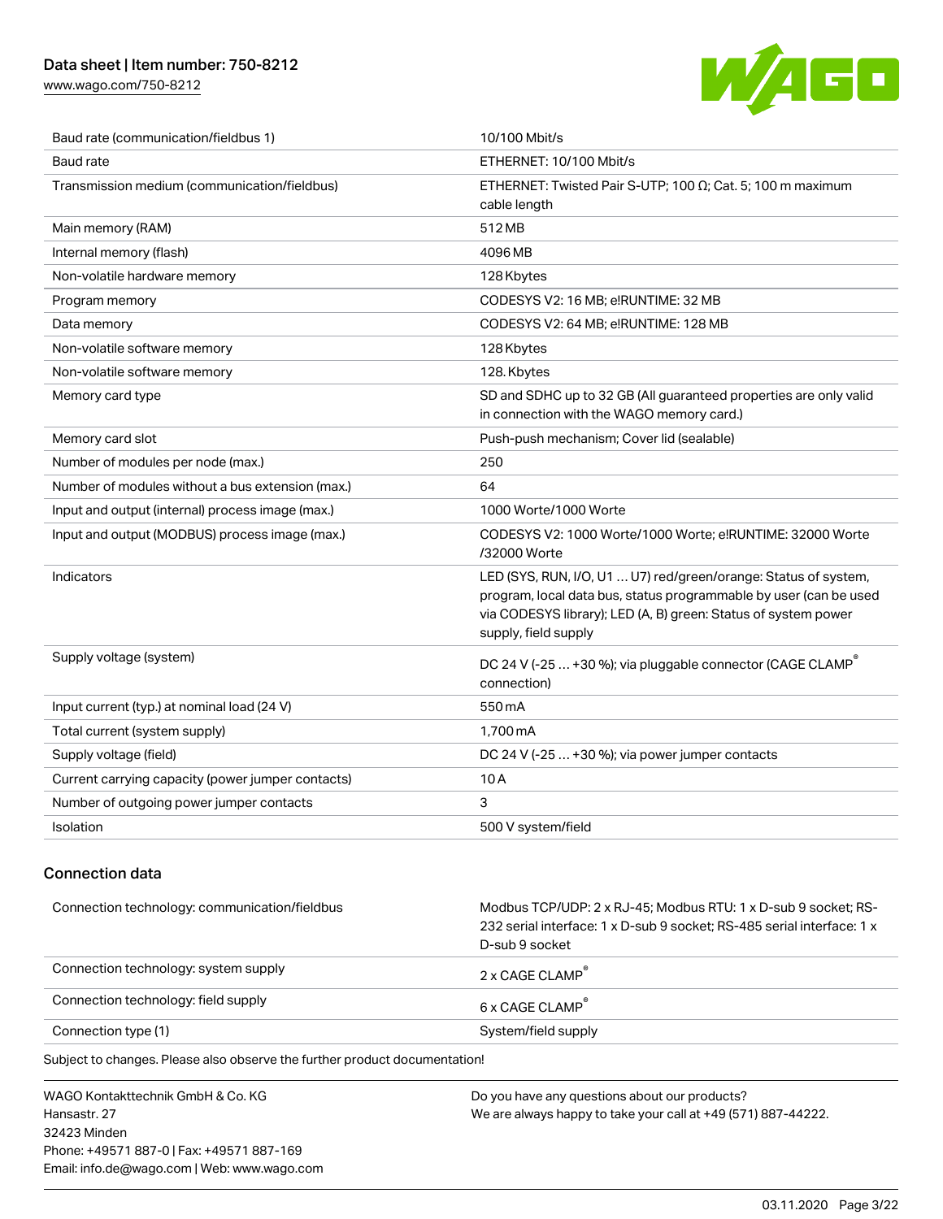| | |
|---|---|
| Baud rate (communication/fieldbus 1) | 10/100 Mbit/s |
| Baud rate | ETHERNET: 10/100 Mbit/s |
| Transmission medium (communication/fieldbus) | ETHERNET: Twisted Pair S-UTP; 100 Ω; Cat. 5; 100 m maximum cable length |
| Main memory (RAM) | 512 MB |
| Internal memory (flash) | 4096 MB |
| Non-volatile hardware memory | 128 Kbytes |
| Program memory | CODESYS V2: 16 MB; e!RUNTIME: 32 MB |
| Data memory | CODESYS V2: 64 MB; e!RUNTIME: 128 MB |
| Non-volatile software memory | 128 Kbytes |
| Non-volatile software memory | 128. Kbytes |
| Memory card type | SD and SDHC up to 32 GB (All guaranteed properties are only valid in connection with the WAGO memory card.) |
| Memory card slot | Push-push mechanism; Cover lid (sealable) |
| Number of modules per node (max.) | 250 |
| Number of modules without a bus extension (max.) | 64 |
| Input and output (internal) process image (max.) | 1000 Worte/1000 Worte |
| Input and output (MODBUS) process image (max.) | CODESYS V2: 1000 Worte/1000 Worte; e!RUNTIME: 32000 Worte /32000 Worte |
| Indicators | LED (SYS, RUN, I/O, U1 … U7) red/green/orange: Status of system, program, local data bus, status programmable by user (can be used via CODESYS library); LED (A, B) green: Status of system power supply, field supply |
| Supply voltage (system) | DC 24 V (-25 … +30 %); via pluggable connector (CAGE CLAMP® connection) |
| Input current (typ.) at nominal load (24 V) | 550 mA |
| Total current (system supply) | 1,700 mA |
| Supply voltage (field) | DC 24 V (-25 … +30 %); via power jumper contacts |
| Current carrying capacity (power jumper contacts) | 10 A |
| Number of outgoing power jumper contacts | 3 |
| Isolation | 500 V system/field |

## Connection data

| | |
|---|---|
| Connection technology: communication/fieldbus | Modbus TCP/UDP: 2 x RJ-45; Modbus RTU: 1 x D-sub 9 socket; RS-232 serial interface: 1 x D-sub 9 socket; RS-485 serial interface: 1 x D-sub 9 socket |
| Connection technology: system supply | 2 x CAGE CLAMP® |
| Connection technology: field supply | 6 x CAGE CLAMP® |
| Connection type (1) | System/field supply |

Subject to changes. Please also observe the further product documentation!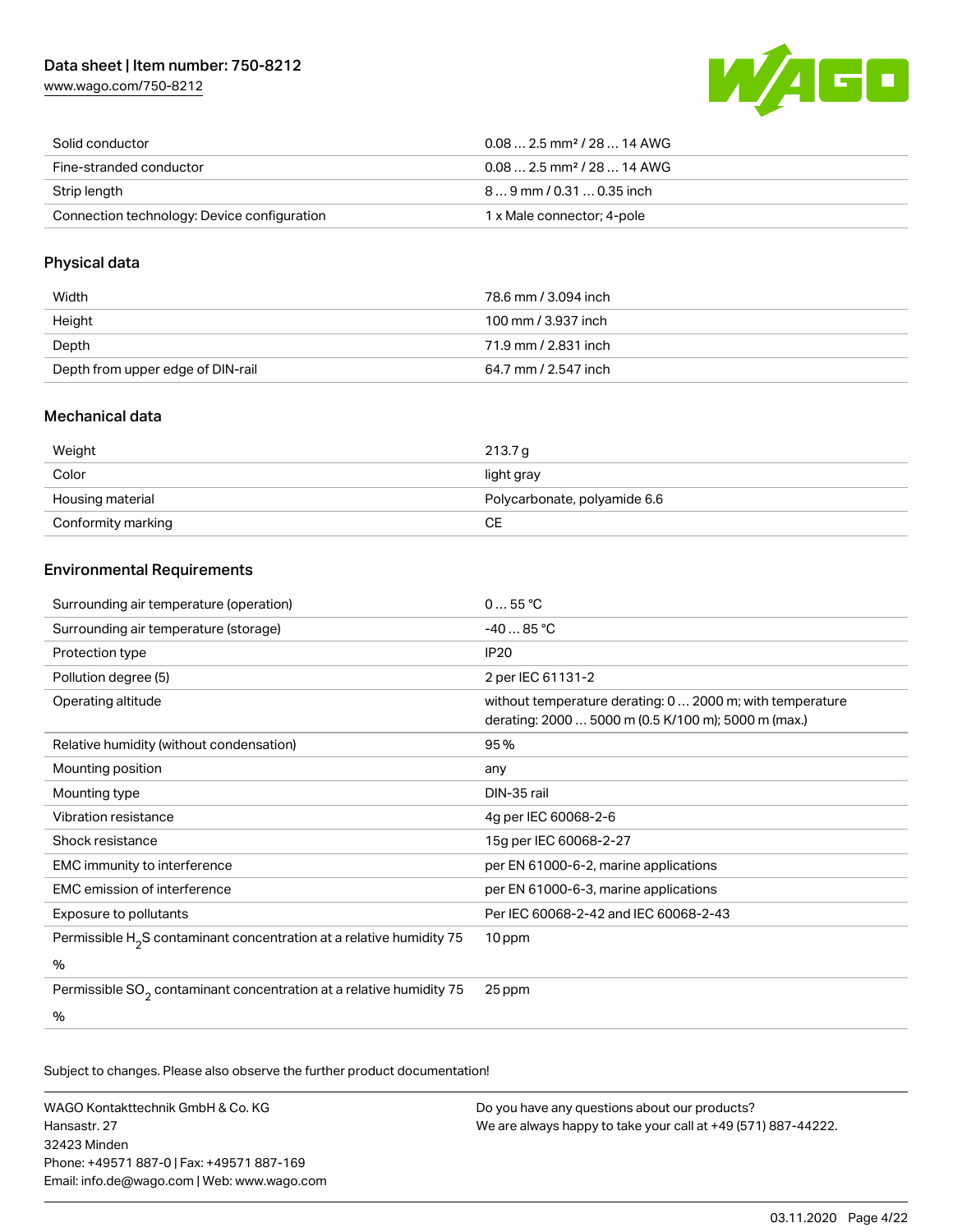| | |
|---|---|
| Solid conductor | 0.08 … 2.5 mm² / 28 … 14 AWG |
| Fine-stranded conductor | 0.08 … 2.5 mm² / 28 … 14 AWG |
| Strip length | 8 … 9 mm / 0.31 … 0.35 inch |
| Connection technology: Device configuration | 1 x Male connector; 4-pole |

## Physical data

| | |
|---|---|
| Width | 78.6 mm / 3.094 inch |
| Height | 100 mm / 3.937 inch |
| Depth | 71.9 mm / 2.831 inch |
| Depth from upper edge of DIN-rail | 64.7 mm / 2.547 inch |

## Mechanical data

| | |
|---|---|
| Weight | 213.7 g |
| Color | light gray |
| Housing material | Polycarbonate, polyamide 6.6 |
| Conformity marking | CE |

## Environmental Requirements

| | |
|---|---|
| Surrounding air temperature (operation) | 0 … 55 °C |
| Surrounding air temperature (storage) | -40 … 85 °C |
| Protection type | IP20 |
| Pollution degree (5) | 2 per IEC 61131-2 |
| Operating altitude | without temperature derating: 0 … 2000 m; with temperature derating: 2000 … 5000 m (0.5 K/100 m); 5000 m (max.) |
| Relative humidity (without condensation) | 95 % |
| Mounting position | any |
| Mounting type | DIN-35 rail |
| Vibration resistance | 4g per IEC 60068-2-6 |
| Shock resistance | 15g per IEC 60068-2-27 |
| EMC immunity to interference | per EN 61000-6-2, marine applications |
| EMC emission of interference | per EN 61000-6-3, marine applications |
| Exposure to pollutants | Per IEC 60068-2-42 and IEC 60068-2-43 |
| Permissible $H_2S$ contaminant concentration at a relative humidity 75 % | 10 ppm |
| Permissible $SO_2$ contaminant concentration at a relative humidity 75 % | 25 ppm |

Subject to changes. Please also observe the further product documentation!

WAGO Kontakttechnik GmbH & Co. KG
Hansastr. 27
32423 Minden
Phone: +49571 887-0 | Fax: +49571 887-169
Email: info.de@wago.com | Web: www.wago.com

Do you have any questions about our products?
We are always happy to take your call at +49 (571) 887-44222.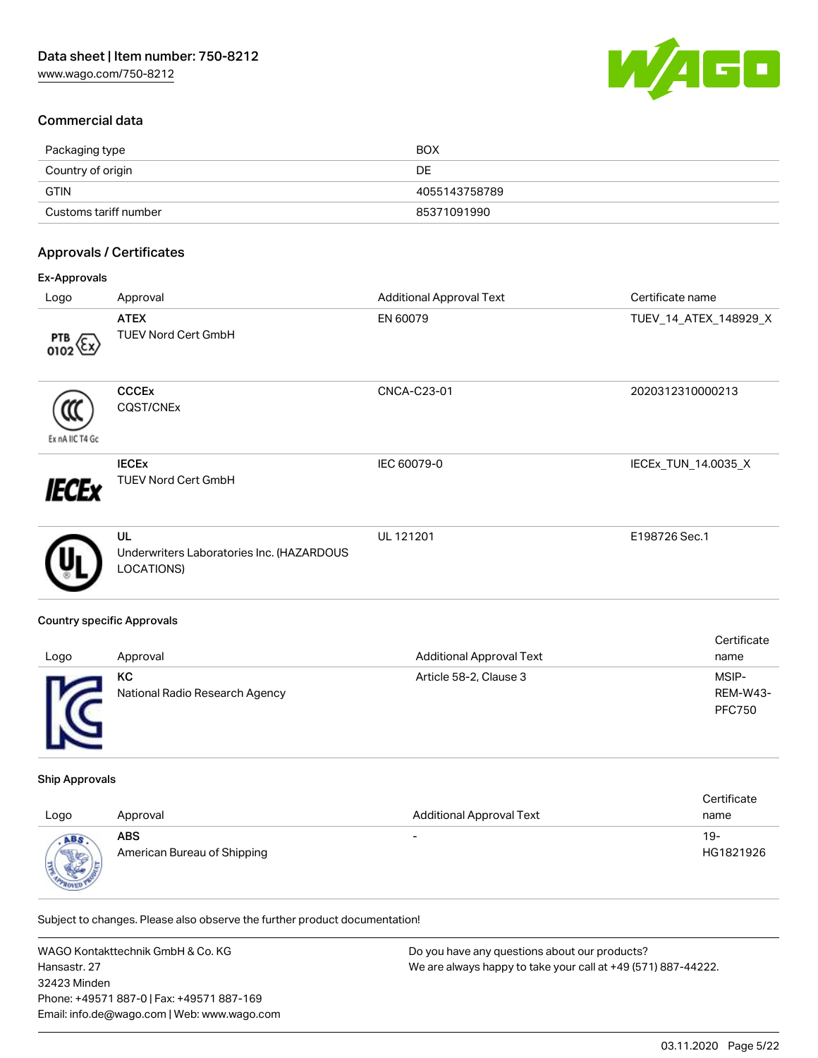## Commercial data

| | |
|---|---|
| Packaging type | BOX |
| Country of origin | DE |
| GTIN | 4055143758789 |
| Customs tariff number | 85371091990 |

## Approvals / Certificates

### Ex-Approvals

| Logo | Approval | Additional Approval Text | Certificate name |
|---|---|---|---|
| | **ATEX**<br>TUEV Nord Cert GmbH | EN 60079 | TUEV_14_ATEX_148929_X |
| | **CCCEx**<br>CQST/CNEx | CNCA-C23-01 | 2020312310000213 |
| | **IECEx**<br>TUEV Nord Cert GmbH | IEC 60079-0 | IECEx_TUN_14.0035_X |
| | **UL**<br>Underwriters Laboratories Inc. (HAZARDOUS LOCATIONS) | UL 121201 | E198726 Sec.1 |

### Country specific Approvals

| Logo | Approval | Additional Approval Text | Certificate name |
|---|---|---|---|
| | **KC**<br>National Radio Research Agency | Article 58-2, Clause 3 | MSIP-REM-W43-PFC750 |

### Ship Approvals

| Logo | Approval | Additional Approval Text | Certificate name |
|---|---|---|---|
| | **ABS**<br>American Bureau of Shipping | - | 19-HG1821926 |

Subject to changes. Please also observe the further product documentation!

WAGO Kontakttechnik GmbH & Co. KG
Hansastr. 27
32423 Minden
Phone: +49571 887-0 | Fax: +49571 887-169
Email: info.de@wago.com | Web: www.wago.com

Do you have any questions about our products?
We are always happy to take your call at +49 (571) 887-44222.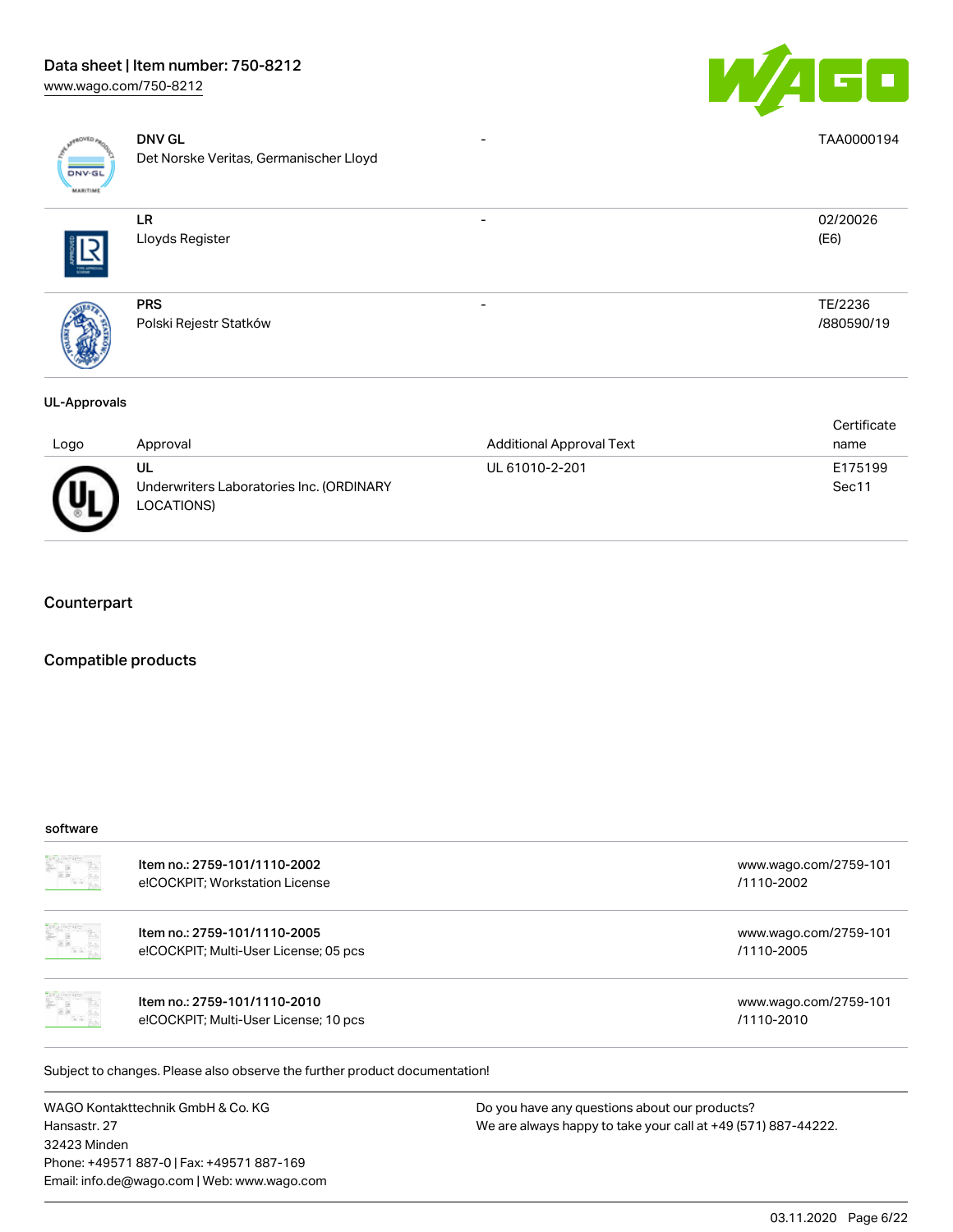| Logo | Approval | Additional Approval Text | Certificate name |
| --- | --- | --- | --- |
| | **DNV GL**<br>Det Norske Veritas, Germanischer Lloyd | - | TAA0000194 |
| | **LR**<br>Lloyds Register | - | 02/20026 (E6) |
| | **PRS**<br>Polski Rejestr Statków | - | TE/2236 /880590/19 |

**UL-Approvals**

| Logo | Approval | Additional Approval Text | Certificate name |
| --- | --- | --- | --- |
| | **UL**<br>Underwriters Laboratories Inc. (ORDINARY LOCATIONS) | UL 61010-2-201 | E175199 Sec11 |

## Counterpart

## Compatible products

**software**

| | | |
| --- | --- | --- |
| | **Item no.: 2759-101/1110-2002**<br>e!COCKPIT; Workstation License | www.wago.com/2759-101 /1110-2002 |
| | **Item no.: 2759-101/1110-2005**<br>e!COCKPIT; Multi-User License; 05 pcs | www.wago.com/2759-101 /1110-2005 |
| | **Item no.: 2759-101/1110-2010**<br>e!COCKPIT; Multi-User License; 10 pcs | www.wago.com/2759-101 /1110-2010 |

Subject to changes. Please also observe the further product documentation!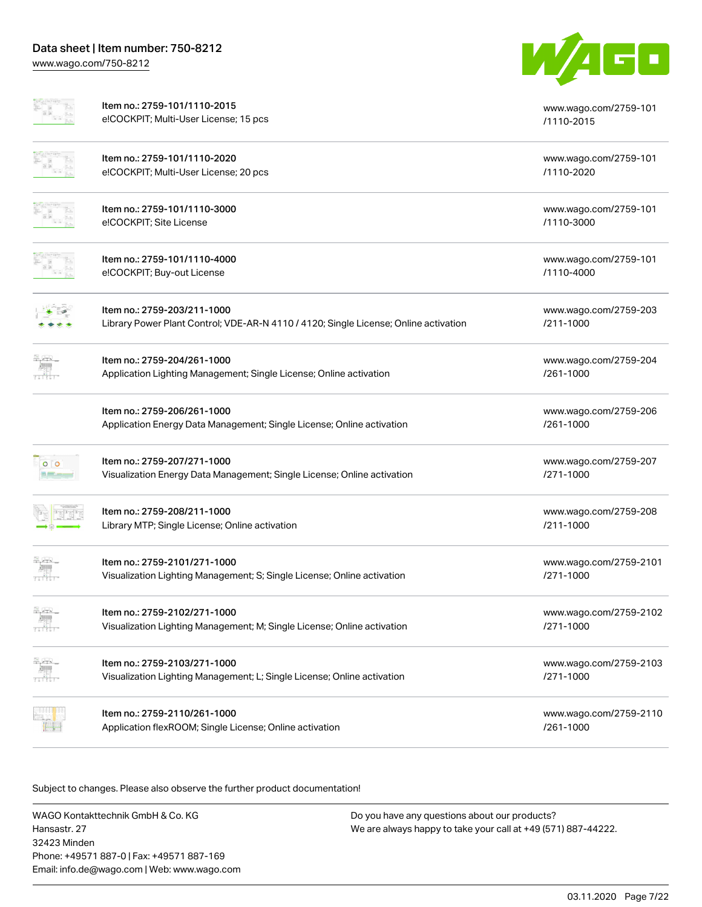| Item | URL |
| --- | --- |
| Item no.: 2759-101/1110-2015<br>e!COCKPIT; Multi-User License; 15 pcs | www.wago.com/2759-101/1110-2015 |
| Item no.: 2759-101/1110-2020<br>e!COCKPIT; Multi-User License; 20 pcs | www.wago.com/2759-101/1110-2020 |
| Item no.: 2759-101/1110-3000<br>e!COCKPIT; Site License | www.wago.com/2759-101/1110-3000 |
| Item no.: 2759-101/1110-4000<br>e!COCKPIT; Buy-out License | www.wago.com/2759-101/1110-4000 |
| Item no.: 2759-203/211-1000<br>Library Power Plant Control; VDE-AR-N 4110 / 4120; Single License; Online activation | www.wago.com/2759-203/211-1000 |
| Item no.: 2759-204/261-1000<br>Application Lighting Management; Single License; Online activation | www.wago.com/2759-204/261-1000 |
| Item no.: 2759-206/261-1000<br>Application Energy Data Management; Single License; Online activation | www.wago.com/2759-206/261-1000 |
| Item no.: 2759-207/271-1000<br>Visualization Energy Data Management; Single License; Online activation | www.wago.com/2759-207/271-1000 |
| Item no.: 2759-208/211-1000<br>Library MTP; Single License; Online activation | www.wago.com/2759-208/211-1000 |
| Item no.: 2759-2101/271-1000<br>Visualization Lighting Management; S; Single License; Online activation | www.wago.com/2759-2101/271-1000 |
| Item no.: 2759-2102/271-1000<br>Visualization Lighting Management; M; Single License; Online activation | www.wago.com/2759-2102/271-1000 |
| Item no.: 2759-2103/271-1000<br>Visualization Lighting Management; L; Single License; Online activation | www.wago.com/2759-2103/271-1000 |
| Item no.: 2759-2110/261-1000<br>Application flexROOM; Single License; Online activation | www.wago.com/2759-2110/261-1000 |

Subject to changes. Please also observe the further product documentation!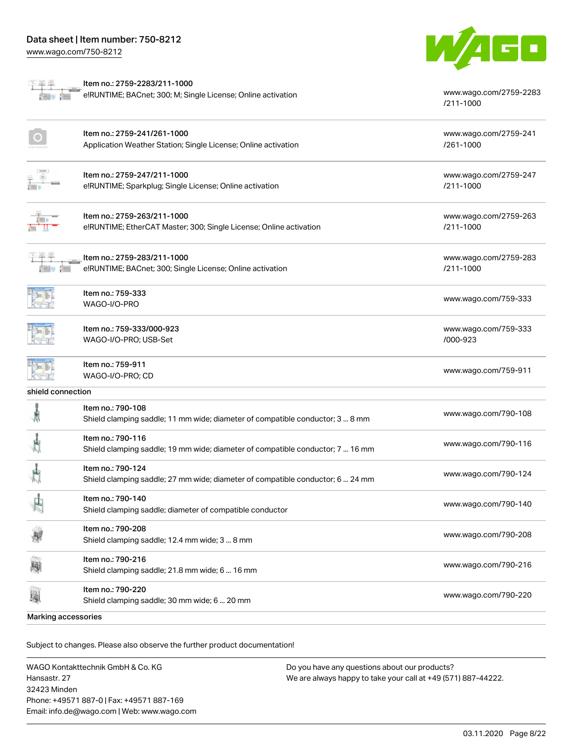| | | |
|---|---|---|
| | Item no.: 2759-2283/211-1000<br>e!RUNTIME; BACnet; 300; M; Single License; Online activation | www.wago.com/2759-2283/211-1000 |
| | Item no.: 2759-241/261-1000<br>Application Weather Station; Single License; Online activation | www.wago.com/2759-241/261-1000 |
| | Item no.: 2759-247/211-1000<br>e!RUNTIME; Sparkplug; Single License; Online activation | www.wago.com/2759-247/211-1000 |
| | Item no.: 2759-263/211-1000<br>e!RUNTIME; EtherCAT Master; 300; Single License; Online activation | www.wago.com/2759-263/211-1000 |
| | Item no.: 2759-283/211-1000<br>e!RUNTIME; BACnet; 300; Single License; Online activation | www.wago.com/2759-283/211-1000 |
| | Item no.: 759-333<br>WAGO-I/O-PRO | www.wago.com/759-333 |
| | Item no.: 759-333/000-923<br>WAGO-I/O-PRO; USB-Set | www.wago.com/759-333/000-923 |
| | Item no.: 759-911<br>WAGO-I/O-PRO; CD | www.wago.com/759-911 |

**shield connection**

| | | |
|---|---|---|
| | Item no.: 790-108<br>Shield clamping saddle; 11 mm wide; diameter of compatible conductor; 3 ... 8 mm | www.wago.com/790-108 |
| | Item no.: 790-116<br>Shield clamping saddle; 19 mm wide; diameter of compatible conductor; 7 ... 16 mm | www.wago.com/790-116 |
| | Item no.: 790-124<br>Shield clamping saddle; 27 mm wide; diameter of compatible conductor; 6 ... 24 mm | www.wago.com/790-124 |
| | Item no.: 790-140<br>Shield clamping saddle; diameter of compatible conductor | www.wago.com/790-140 |
| | Item no.: 790-208<br>Shield clamping saddle; 12.4 mm wide; 3 ... 8 mm | www.wago.com/790-208 |
| | Item no.: 790-216<br>Shield clamping saddle; 21.8 mm wide; 6 ... 16 mm | www.wago.com/790-216 |
| | Item no.: 790-220<br>Shield clamping saddle; 30 mm wide; 6 ... 20 mm | www.wago.com/790-220 |

**Marking accessories**

Subject to changes. Please also observe the further product documentation!

WAGO Kontakttechnik GmbH & Co. KG
Hansastr. 27
32423 Minden
Phone: +49571 887-0 | Fax: +49571 887-169
Email: info.de@wago.com | Web: www.wago.com

Do you have any questions about our products?
We are always happy to take your call at +49 (571) 887-44222.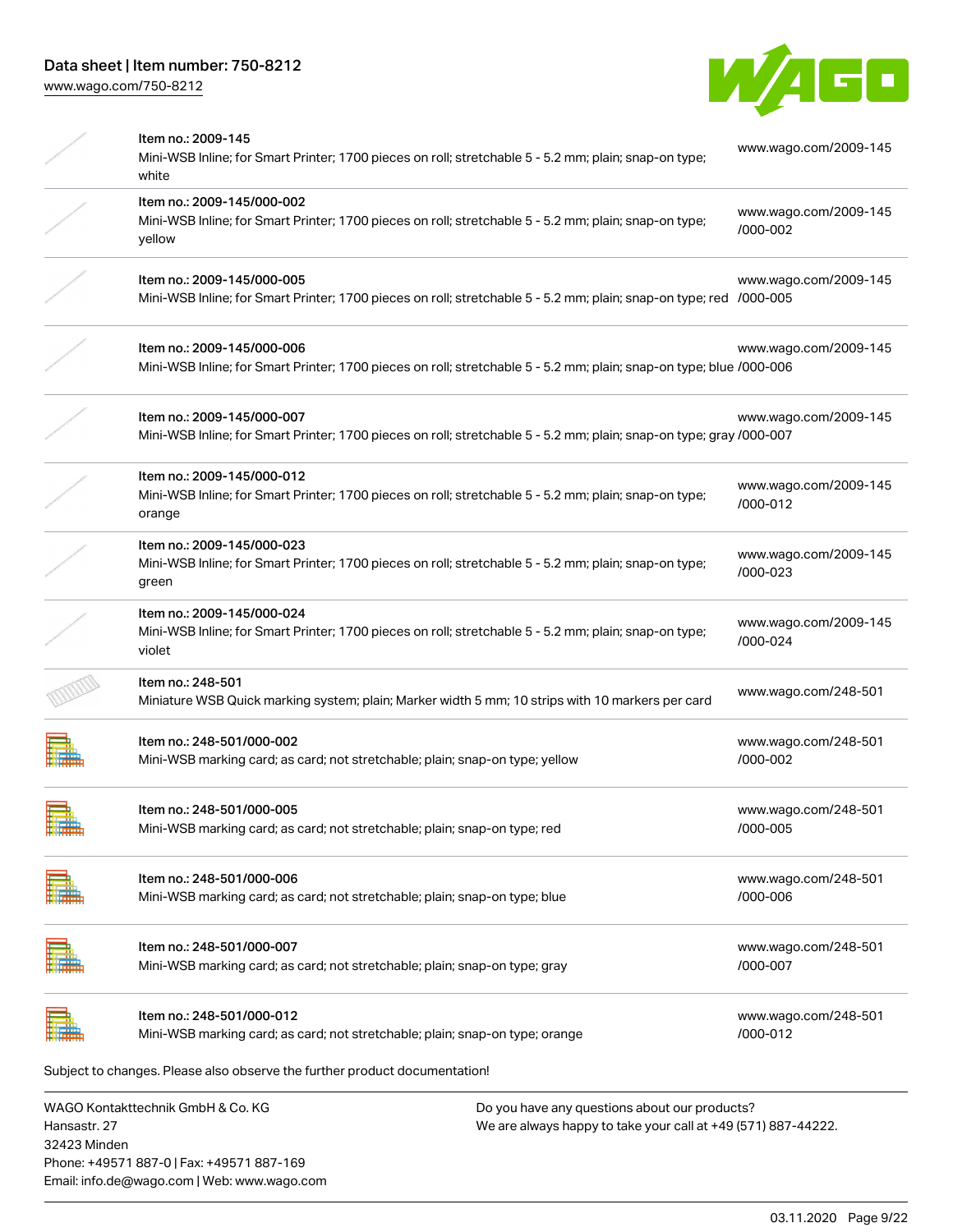| Item | Description | Link |
| --- | --- | --- |
| Item no.: 2009-145 | Mini-WSB Inline; for Smart Printer; 1700 pieces on roll; stretchable 5 - 5.2 mm; plain; snap-on type; white | www.wago.com/2009-145 |
| Item no.: 2009-145/000-002 | Mini-WSB Inline; for Smart Printer; 1700 pieces on roll; stretchable 5 - 5.2 mm; plain; snap-on type; yellow | www.wago.com/2009-145/000-002 |
| Item no.: 2009-145/000-005 | Mini-WSB Inline; for Smart Printer; 1700 pieces on roll; stretchable 5 - 5.2 mm; plain; snap-on type; red | www.wago.com/2009-145/000-005 |
| Item no.: 2009-145/000-006 | Mini-WSB Inline; for Smart Printer; 1700 pieces on roll; stretchable 5 - 5.2 mm; plain; snap-on type; blue | www.wago.com/2009-145/000-006 |
| Item no.: 2009-145/000-007 | Mini-WSB Inline; for Smart Printer; 1700 pieces on roll; stretchable 5 - 5.2 mm; plain; snap-on type; gray | www.wago.com/2009-145/000-007 |
| Item no.: 2009-145/000-012 | Mini-WSB Inline; for Smart Printer; 1700 pieces on roll; stretchable 5 - 5.2 mm; plain; snap-on type; orange | www.wago.com/2009-145/000-012 |
| Item no.: 2009-145/000-023 | Mini-WSB Inline; for Smart Printer; 1700 pieces on roll; stretchable 5 - 5.2 mm; plain; snap-on type; green | www.wago.com/2009-145/000-023 |
| Item no.: 2009-145/000-024 | Mini-WSB Inline; for Smart Printer; 1700 pieces on roll; stretchable 5 - 5.2 mm; plain; snap-on type; violet | www.wago.com/2009-145/000-024 |
| Item no.: 248-501 | Miniature WSB Quick marking system; plain; Marker width 5 mm; 10 strips with 10 markers per card | www.wago.com/248-501 |
| Item no.: 248-501/000-002 | Mini-WSB marking card; as card; not stretchable; plain; snap-on type; yellow | www.wago.com/248-501/000-002 |
| Item no.: 248-501/000-005 | Mini-WSB marking card; as card; not stretchable; plain; snap-on type; red | www.wago.com/248-501/000-005 |
| Item no.: 248-501/000-006 | Mini-WSB marking card; as card; not stretchable; plain; snap-on type; blue | www.wago.com/248-501/000-006 |
| Item no.: 248-501/000-007 | Mini-WSB marking card; as card; not stretchable; plain; snap-on type; gray | www.wago.com/248-501/000-007 |
| Item no.: 248-501/000-012 | Mini-WSB marking card; as card; not stretchable; plain; snap-on type; orange | www.wago.com/248-501/000-012 |

Subject to changes. Please also observe the further product documentation!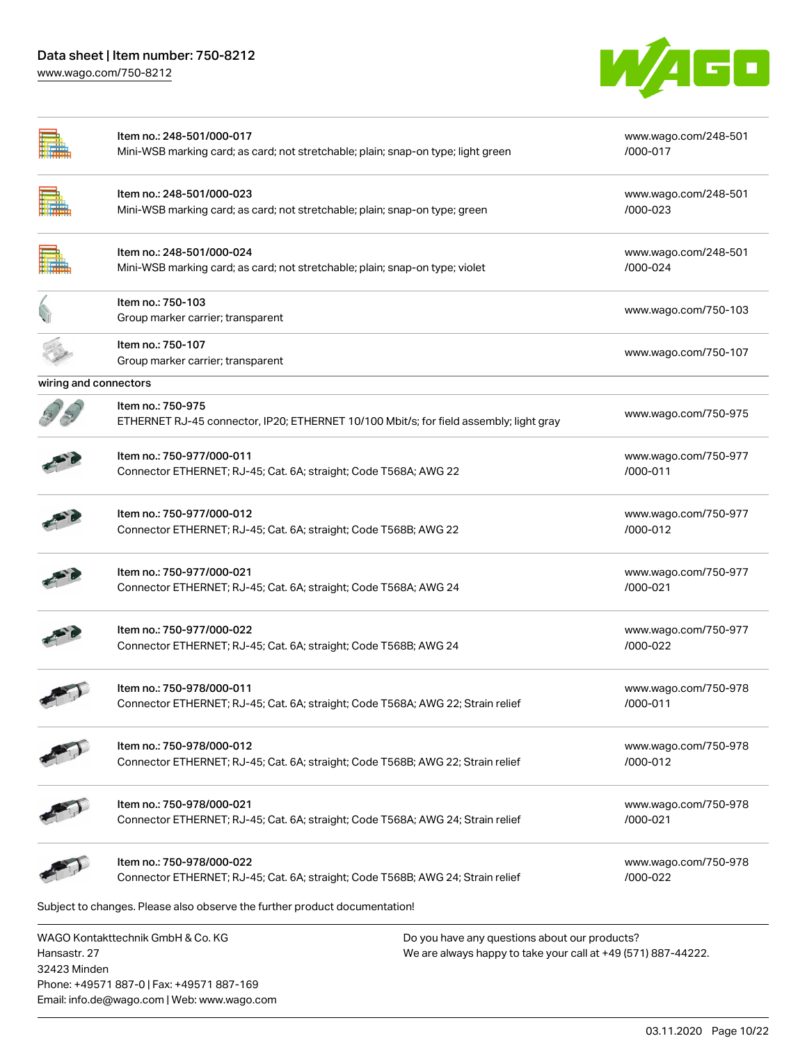| | | |
|---|---|---|
| | Item no.: 248-501/000-017<br>Mini-WSB marking card; as card; not stretchable; plain; snap-on type; light green | www.wago.com/248-501/000-017 |
| | Item no.: 248-501/000-023<br>Mini-WSB marking card; as card; not stretchable; plain; snap-on type; green | www.wago.com/248-501/000-023 |
| | Item no.: 248-501/000-024<br>Mini-WSB marking card; as card; not stretchable; plain; snap-on type; violet | www.wago.com/248-501/000-024 |
| | Item no.: 750-103<br>Group marker carrier; transparent | www.wago.com/750-103 |
| | Item no.: 750-107<br>Group marker carrier; transparent | www.wago.com/750-107 |

wiring and connectors

| | | |
|---|---|---|
| | Item no.: 750-975<br>ETHERNET RJ-45 connector, IP20; ETHERNET 10/100 Mbit/s; for field assembly; light gray | www.wago.com/750-975 |
| | Item no.: 750-977/000-011<br>Connector ETHERNET; RJ-45; Cat. 6A; straight; Code T568A; AWG 22 | www.wago.com/750-977/000-011 |
| | Item no.: 750-977/000-012<br>Connector ETHERNET; RJ-45; Cat. 6A; straight; Code T568B; AWG 22 | www.wago.com/750-977/000-012 |
| | Item no.: 750-977/000-021<br>Connector ETHERNET; RJ-45; Cat. 6A; straight; Code T568A; AWG 24 | www.wago.com/750-977/000-021 |
| | Item no.: 750-977/000-022<br>Connector ETHERNET; RJ-45; Cat. 6A; straight; Code T568B; AWG 24 | www.wago.com/750-977/000-022 |
| | Item no.: 750-978/000-011<br>Connector ETHERNET; RJ-45; Cat. 6A; straight; Code T568A; AWG 22; Strain relief | www.wago.com/750-978/000-011 |
| | Item no.: 750-978/000-012<br>Connector ETHERNET; RJ-45; Cat. 6A; straight; Code T568B; AWG 22; Strain relief | www.wago.com/750-978/000-012 |
| | Item no.: 750-978/000-021<br>Connector ETHERNET; RJ-45; Cat. 6A; straight; Code T568A; AWG 24; Strain relief | www.wago.com/750-978/000-021 |
| | Item no.: 750-978/000-022<br>Connector ETHERNET; RJ-45; Cat. 6A; straight; Code T568B; AWG 24; Strain relief | www.wago.com/750-978/000-022 |

Subject to changes. Please also observe the further product documentation!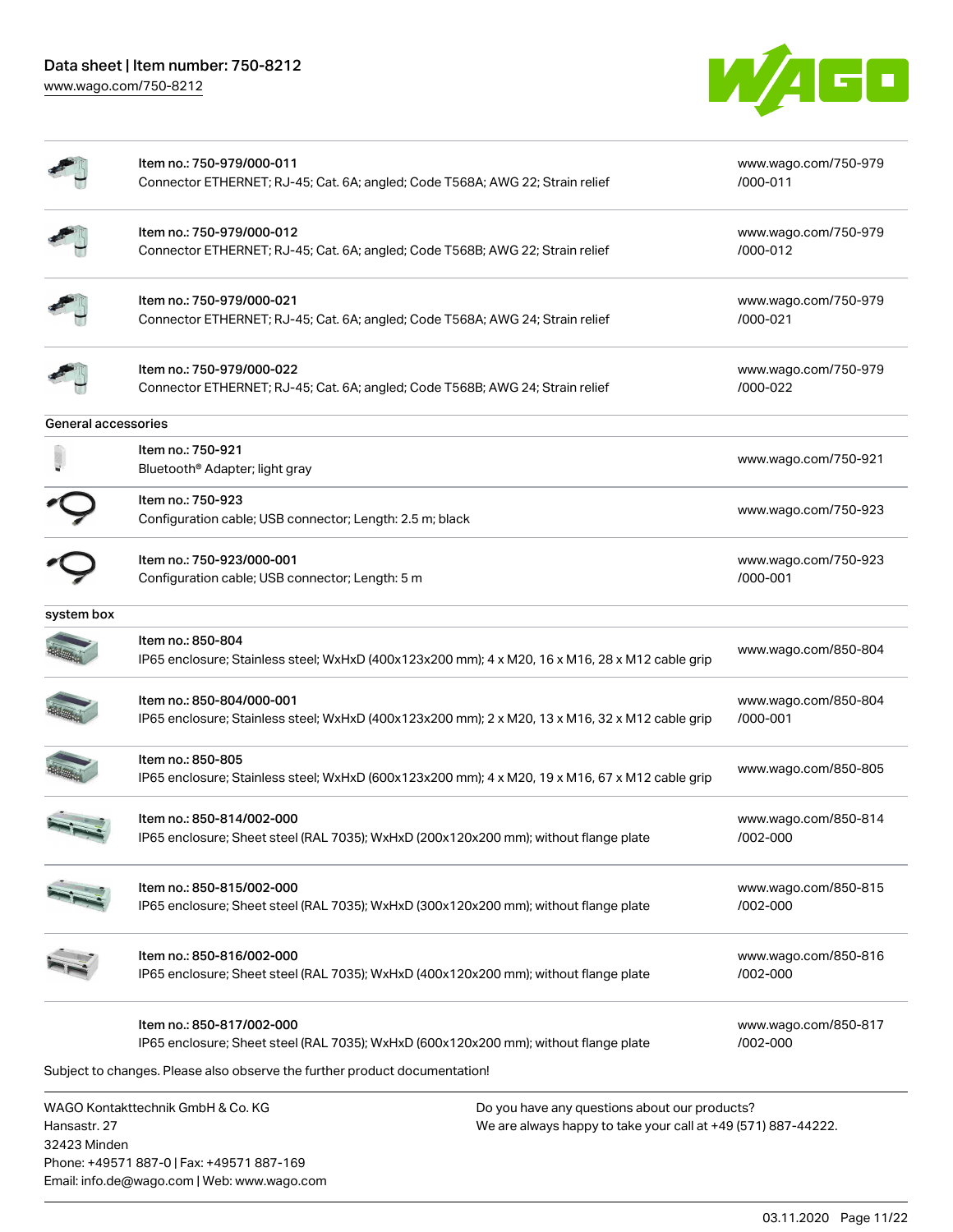| Item | Description | Link |
| --- | --- | --- |
| Item no.: 750-979/000-011 | Connector ETHERNET; RJ-45; Cat. 6A; angled; Code T568A; AWG 22; Strain relief | www.wago.com/750-979/000-011 |
| Item no.: 750-979/000-012 | Connector ETHERNET; RJ-45; Cat. 6A; angled; Code T568B; AWG 22; Strain relief | www.wago.com/750-979/000-012 |
| Item no.: 750-979/000-021 | Connector ETHERNET; RJ-45; Cat. 6A; angled; Code T568A; AWG 24; Strain relief | www.wago.com/750-979/000-021 |
| Item no.: 750-979/000-022 | Connector ETHERNET; RJ-45; Cat. 6A; angled; Code T568B; AWG 24; Strain relief | www.wago.com/750-979/000-022 |

General accessories

| Item | Description | Link |
| --- | --- | --- |
| Item no.: 750-921 | Bluetooth® Adapter; light gray | www.wago.com/750-921 |
| Item no.: 750-923 | Configuration cable; USB connector; Length: 2.5 m; black | www.wago.com/750-923 |
| Item no.: 750-923/000-001 | Configuration cable; USB connector; Length: 5 m | www.wago.com/750-923/000-001 |

system box

| Item | Description | Link |
| --- | --- | --- |
| Item no.: 850-804 | IP65 enclosure; Stainless steel; WxHxD (400x123x200 mm); 4 x M20, 16 x M16, 28 x M12 cable grip | www.wago.com/850-804 |
| Item no.: 850-804/000-001 | IP65 enclosure; Stainless steel; WxHxD (400x123x200 mm); 2 x M20, 13 x M16, 32 x M12 cable grip | www.wago.com/850-804/000-001 |
| Item no.: 850-805 | IP65 enclosure; Stainless steel; WxHxD (600x123x200 mm); 4 x M20, 19 x M16, 67 x M12 cable grip | www.wago.com/850-805 |
| Item no.: 850-814/002-000 | IP65 enclosure; Sheet steel (RAL 7035); WxHxD (200x120x200 mm); without flange plate | www.wago.com/850-814/002-000 |
| Item no.: 850-815/002-000 | IP65 enclosure; Sheet steel (RAL 7035); WxHxD (300x120x200 mm); without flange plate | www.wago.com/850-815/002-000 |
| Item no.: 850-816/002-000 | IP65 enclosure; Sheet steel (RAL 7035); WxHxD (400x120x200 mm); without flange plate | www.wago.com/850-816/002-000 |
| Item no.: 850-817/002-000 | IP65 enclosure; Sheet steel (RAL 7035); WxHxD (600x120x200 mm); without flange plate | www.wago.com/850-817/002-000 |

Subject to changes. Please also observe the further product documentation!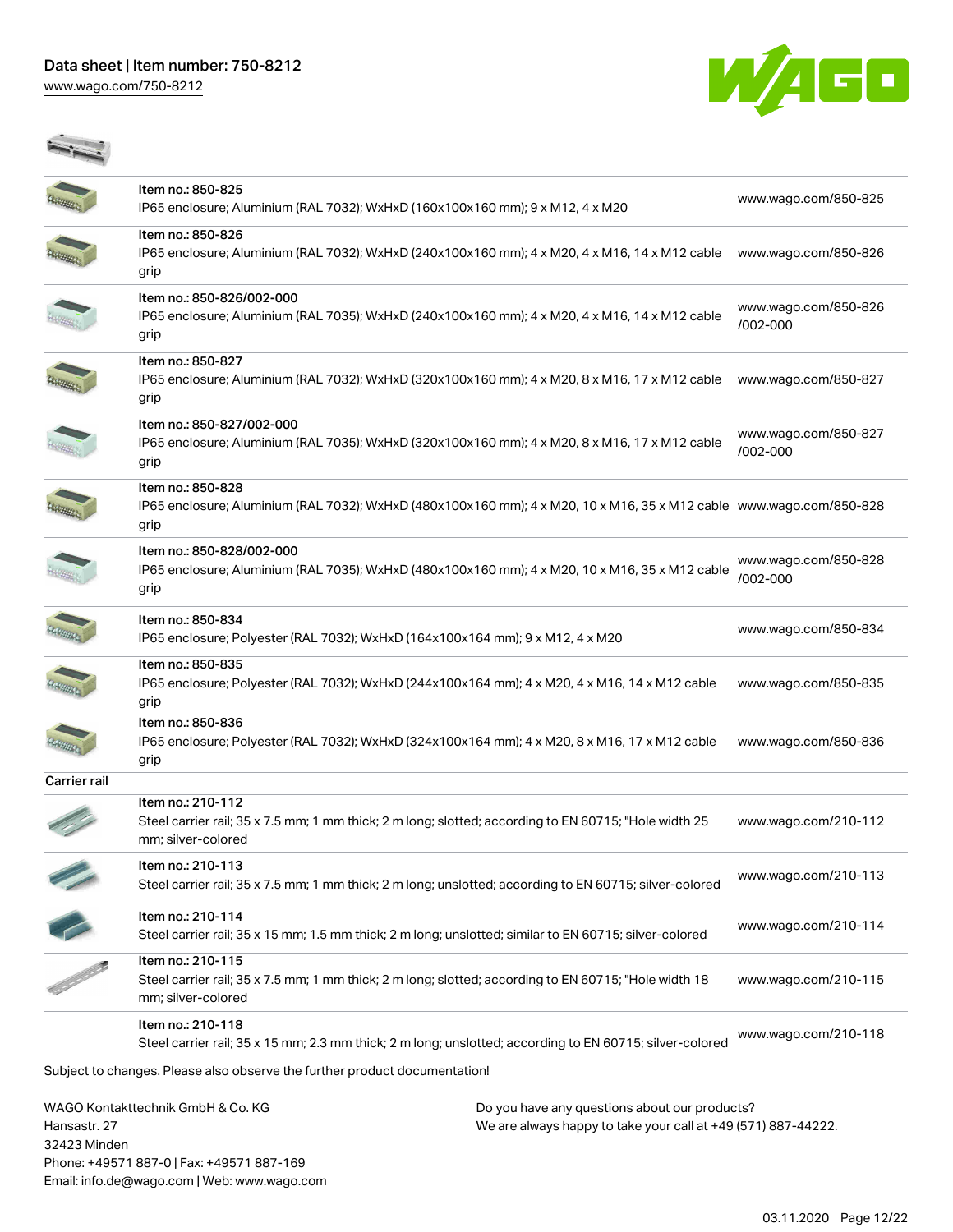| | | |
|---|---|---|
| | Item no.: 850-825<br>IP65 enclosure; Aluminium (RAL 7032); WxHxD (160x100x160 mm); 9 x M12, 4 x M20 | www.wago.com/850-825 |
| | Item no.: 850-826<br>IP65 enclosure; Aluminium (RAL 7032); WxHxD (240x100x160 mm); 4 x M20, 4 x M16, 14 x M12 cable grip | www.wago.com/850-826 |
| | Item no.: 850-826/002-000<br>IP65 enclosure; Aluminium (RAL 7035); WxHxD (240x100x160 mm); 4 x M20, 4 x M16, 14 x M12 cable grip | www.wago.com/850-826/002-000 |
| | Item no.: 850-827<br>IP65 enclosure; Aluminium (RAL 7032); WxHxD (320x100x160 mm); 4 x M20, 8 x M16, 17 x M12 cable grip | www.wago.com/850-827 |
| | Item no.: 850-827/002-000<br>IP65 enclosure; Aluminium (RAL 7035); WxHxD (320x100x160 mm); 4 x M20, 8 x M16, 17 x M12 cable grip | www.wago.com/850-827/002-000 |
| | Item no.: 850-828<br>IP65 enclosure; Aluminium (RAL 7032); WxHxD (480x100x160 mm); 4 x M20, 10 x M16, 35 x M12 cable grip | www.wago.com/850-828 |
| | Item no.: 850-828/002-000<br>IP65 enclosure; Aluminium (RAL 7035); WxHxD (480x100x160 mm); 4 x M20, 10 x M16, 35 x M12 cable grip | www.wago.com/850-828/002-000 |
| | Item no.: 850-834<br>IP65 enclosure; Polyester (RAL 7032); WxHxD (164x100x164 mm); 9 x M12, 4 x M20 | www.wago.com/850-834 |
| | Item no.: 850-835<br>IP65 enclosure; Polyester (RAL 7032); WxHxD (244x100x164 mm); 4 x M20, 4 x M16, 14 x M12 cable grip | www.wago.com/850-835 |
| | Item no.: 850-836<br>IP65 enclosure; Polyester (RAL 7032); WxHxD (324x100x164 mm); 4 x M20, 8 x M16, 17 x M12 cable grip | www.wago.com/850-836 |
| **Carrier rail** | | |
| | Item no.: 210-112<br>Steel carrier rail; 35 x 7.5 mm; 1 mm thick; 2 m long; slotted; according to EN 60715; "Hole width 25 mm; silver-colored | www.wago.com/210-112 |
| | Item no.: 210-113<br>Steel carrier rail; 35 x 7.5 mm; 1 mm thick; 2 m long; unslotted; according to EN 60715; silver-colored | www.wago.com/210-113 |
| | Item no.: 210-114<br>Steel carrier rail; 35 x 15 mm; 1.5 mm thick; 2 m long; unslotted; similar to EN 60715; silver-colored | www.wago.com/210-114 |
| | Item no.: 210-115<br>Steel carrier rail; 35 x 7.5 mm; 1 mm thick; 2 m long; slotted; according to EN 60715; "Hole width 18 mm; silver-colored | www.wago.com/210-115 |
| | Item no.: 210-118<br>Steel carrier rail; 35 x 15 mm; 2.3 mm thick; 2 m long; unslotted; according to EN 60715; silver-colored | www.wago.com/210-118 |

Subject to changes. Please also observe the further product documentation!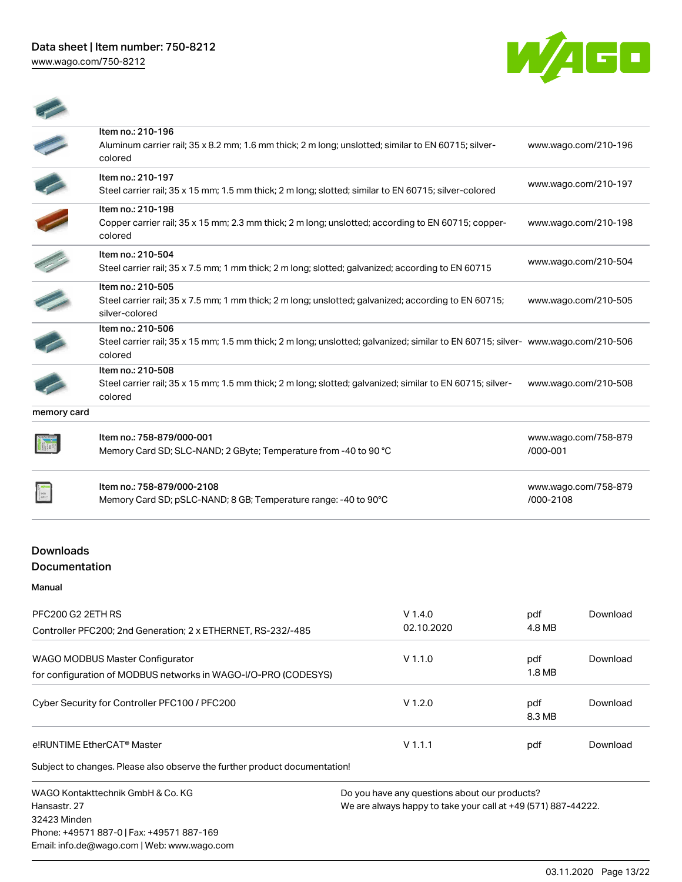| | | |
|---|---|---|
| | Item no.: 210-196<br>Aluminum carrier rail; 35 x 8.2 mm; 1.6 mm thick; 2 m long; unslotted; similar to EN 60715; silver-colored | www.wago.com/210-196 |
| | Item no.: 210-197<br>Steel carrier rail; 35 x 15 mm; 1.5 mm thick; 2 m long; slotted; similar to EN 60715; silver-colored | www.wago.com/210-197 |
| | Item no.: 210-198<br>Copper carrier rail; 35 x 15 mm; 2.3 mm thick; 2 m long; unslotted; according to EN 60715; copper-colored | www.wago.com/210-198 |
| | Item no.: 210-504<br>Steel carrier rail; 35 x 7.5 mm; 1 mm thick; 2 m long; slotted; galvanized; according to EN 60715 | www.wago.com/210-504 |
| | Item no.: 210-505<br>Steel carrier rail; 35 x 7.5 mm; 1 mm thick; 2 m long; unslotted; galvanized; according to EN 60715; silver-colored | www.wago.com/210-505 |
| | Item no.: 210-506<br>Steel carrier rail; 35 x 15 mm; 1.5 mm thick; 2 m long; unslotted; galvanized; similar to EN 60715; silver-colored | www.wago.com/210-506 |
| | Item no.: 210-508<br>Steel carrier rail; 35 x 15 mm; 1.5 mm thick; 2 m long; slotted; galvanized; similar to EN 60715; silver-colored | www.wago.com/210-508 |

memory card

| | | |
|---|---|---|
| | Item no.: 758-879/000-001<br>Memory Card SD; SLC-NAND; 2 GByte; Temperature from -40 to 90 °C | www.wago.com/758-879/000-001 |
| | Item no.: 758-879/000-2108<br>Memory Card SD; pSLC-NAND; 8 GB; Temperature range: -40 to 90°C | www.wago.com/758-879/000-2108 |

## Downloads

### Documentation

#### Manual

| | | | |
|---|---|---|---|
| PFC200 G2 2ETH RS<br>Controller PFC200; 2nd Generation; 2 x ETHERNET, RS-232/-485 | V 1.4.0<br>02.10.2020 | pdf<br>4.8 MB | Download |
| WAGO MODBUS Master Configurator<br>for configuration of MODBUS networks in WAGO-I/O-PRO (CODESYS) | V 1.1.0 | pdf<br>1.8 MB | Download |
| Cyber Security for Controller PFC100 / PFC200 | V 1.2.0 | pdf<br>8.3 MB | Download |
| e!RUNTIME EtherCAT® Master | V 1.1.1 | pdf | Download |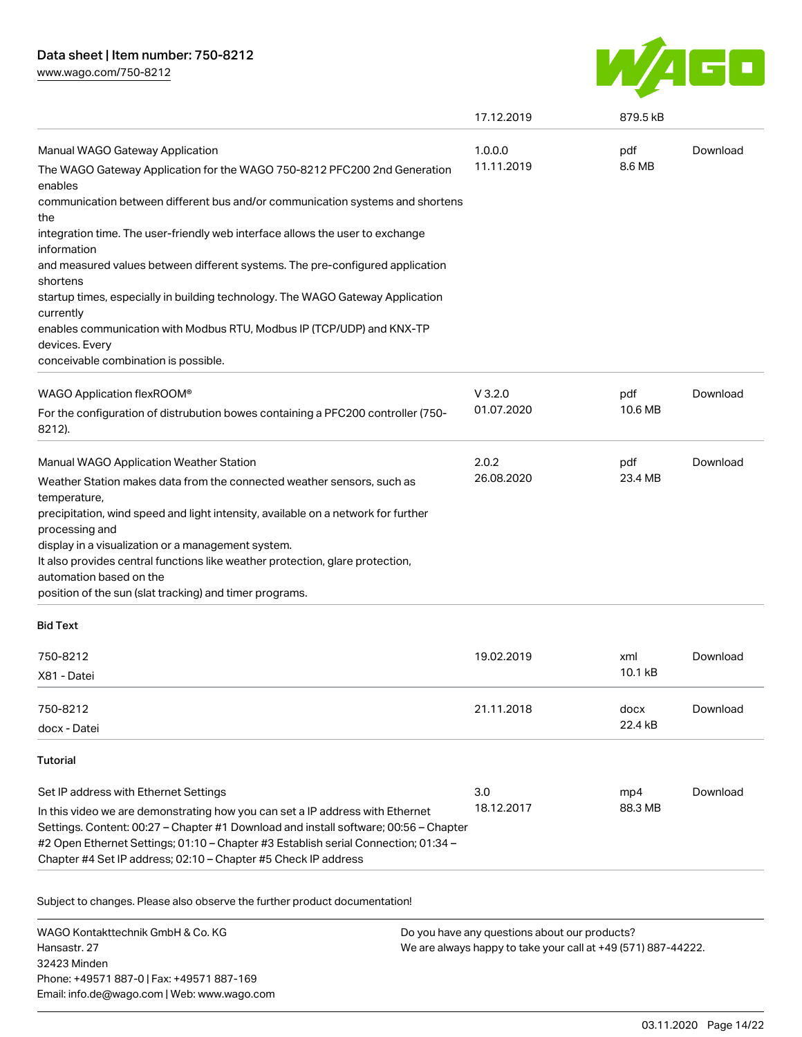| | 17.12.2019 | 879.5 kB | |
|---|---|---|---|
| Manual WAGO Gateway Application<br>The WAGO Gateway Application for the WAGO 750-8212 PFC200 2nd Generation enables<br>communication between different bus and/or communication systems and shortens the<br>integration time. The user-friendly web interface allows the user to exchange information<br>and measured values between different systems. The pre-configured application shortens<br>startup times, especially in building technology. The WAGO Gateway Application currently<br>enables communication with Modbus RTU, Modbus IP (TCP/UDP) and KNX-TP devices. Every<br>conceivable combination is possible. | 1.0.0.0<br>11.11.2019 | pdf<br>8.6 MB | Download |
| WAGO Application flexROOM®<br>For the configuration of distrubution bowes containing a PFC200 controller (750-8212). | V 3.2.0<br>01.07.2020 | pdf<br>10.6 MB | Download |
| Manual WAGO Application Weather Station<br>Weather Station makes data from the connected weather sensors, such as temperature,<br>precipitation, wind speed and light intensity, available on a network for further processing and<br>display in a visualization or a management system.<br>It also provides central functions like weather protection, glare protection, automation based on the<br>position of the sun (slat tracking) and timer programs. | 2.0.2<br>26.08.2020 | pdf<br>23.4 MB | Download |

**Bid Text**

| | | | |
|---|---|---|---|
| 750-8212<br>X81 - Datei | 19.02.2019 | xml<br>10.1 kB | Download |
| 750-8212<br>docx - Datei | 21.11.2018 | docx<br>22.4 kB | Download |

**Tutorial**

| | | | |
|---|---|---|---|
| Set IP address with Ethernet Settings<br>In this video we are demonstrating how you can set a IP address with Ethernet Settings. Content: 00:27 – Chapter #1 Download and install software; 00:56 – Chapter #2 Open Ethernet Settings; 01:10 – Chapter #3 Establish serial Connection; 01:34 – Chapter #4 Set IP address; 02:10 – Chapter #5 Check IP address | 3.0<br>18.12.2017 | mp4<br>88.3 MB | Download |

Subject to changes. Please also observe the further product documentation!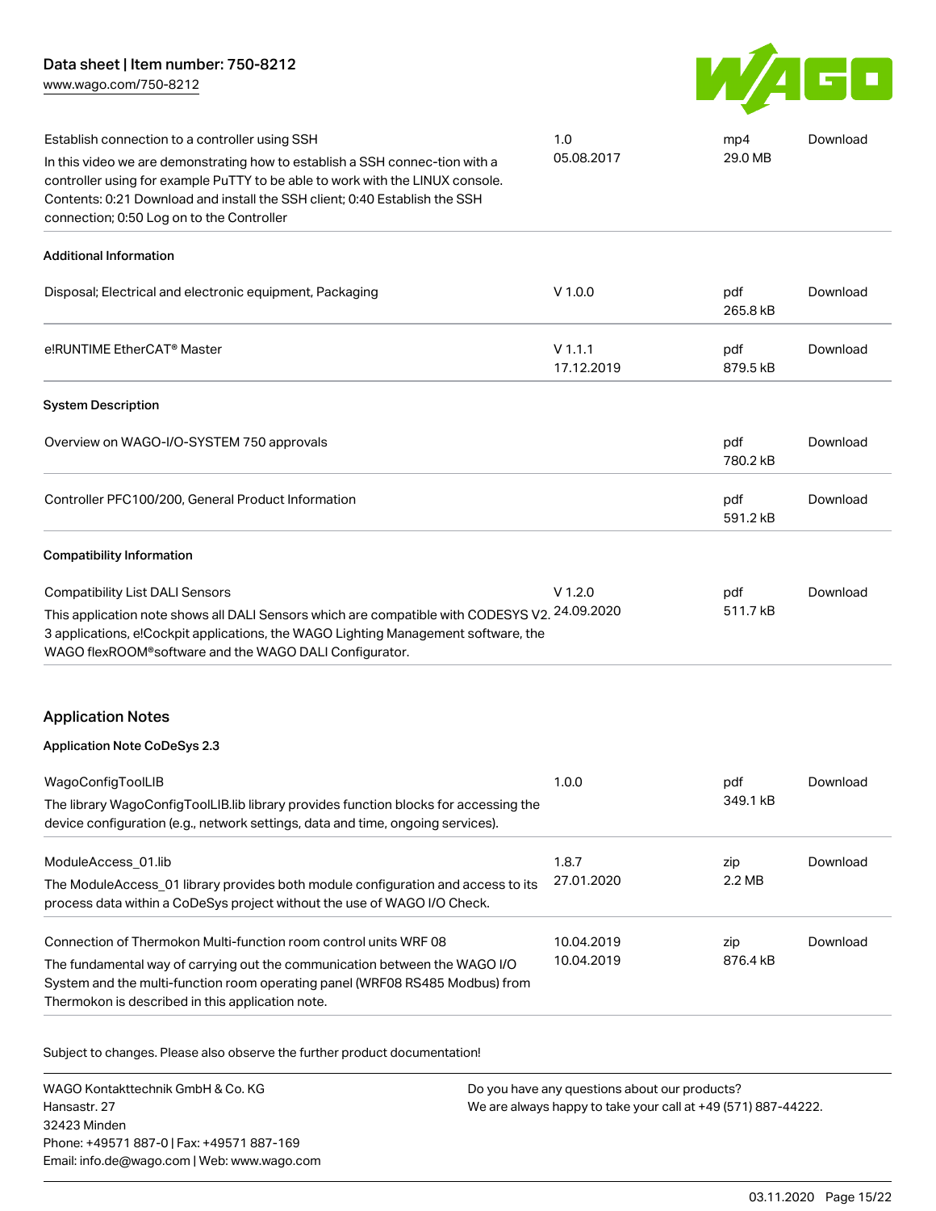| | | | |
|---|---|---|---|
| Establish connection to a controller using SSH<br>In this video we are demonstrating how to establish a SSH connec-tion with a controller using for example PuTTY to be able to work with the LINUX console. Contents: 0:21 Download and install the SSH client; 0:40 Establish the SSH connection; 0:50 Log on to the Controller | 1.0<br>05.08.2017 | mp4<br>29.0 MB | Download |

### Additional Information

| | | | |
|---|---|---|---|
| Disposal; Electrical and electronic equipment, Packaging | V 1.0.0 | pdf<br>265.8 kB | Download |
| e!RUNTIME EtherCAT® Master | V 1.1.1<br>17.12.2019 | pdf<br>879.5 kB | Download |

### System Description

| | | | |
|---|---|---|---|
| Overview on WAGO-I/O-SYSTEM 750 approvals | | pdf<br>780.2 kB | Download |
| Controller PFC100/200, General Product Information | | pdf<br>591.2 kB | Download |

### Compatibility Information

| | | | |
|---|---|---|---|
| Compatibility List DALI Sensors<br>This application note shows all DALI Sensors which are compatible with CODESYS V2.3 applications, e!Cockpit applications, the WAGO Lighting Management software, the WAGO flexROOM®software and the WAGO DALI Configurator. | V 1.2.0<br>24.09.2020 | pdf<br>511.7 kB | Download |

## Application Notes

### Application Note CoDeSys 2.3

| | | | |
|---|---|---|---|
| WagoConfigToolLIB<br>The library WagoConfigToolLIB.lib library provides function blocks for accessing the device configuration (e.g., network settings, data and time, ongoing services). | 1.0.0 | pdf<br>349.1 kB | Download |
| ModuleAccess_01.lib<br>The ModuleAccess_01 library provides both module configuration and access to its process data within a CoDeSys project without the use of WAGO I/O Check. | 1.8.7<br>27.01.2020 | zip<br>2.2 MB | Download |
| Connection of Thermokon Multi-function room control units WRF 08<br>The fundamental way of carrying out the communication between the WAGO I/O System and the multi-function room operating panel (WRF08 RS485 Modbus) from Thermokon is described in this application note. | 10.04.2019<br>10.04.2019 | zip<br>876.4 kB | Download |

Subject to changes. Please also observe the further product documentation!

WAGO Kontakttechnik GmbH & Co. KG
Hansastr. 27
32423 Minden
Phone: +49571 887-0 | Fax: +49571 887-169
Email: info.de@wago.com | Web: www.wago.com

Do you have any questions about our products?
We are always happy to take your call at +49 (571) 887-44222.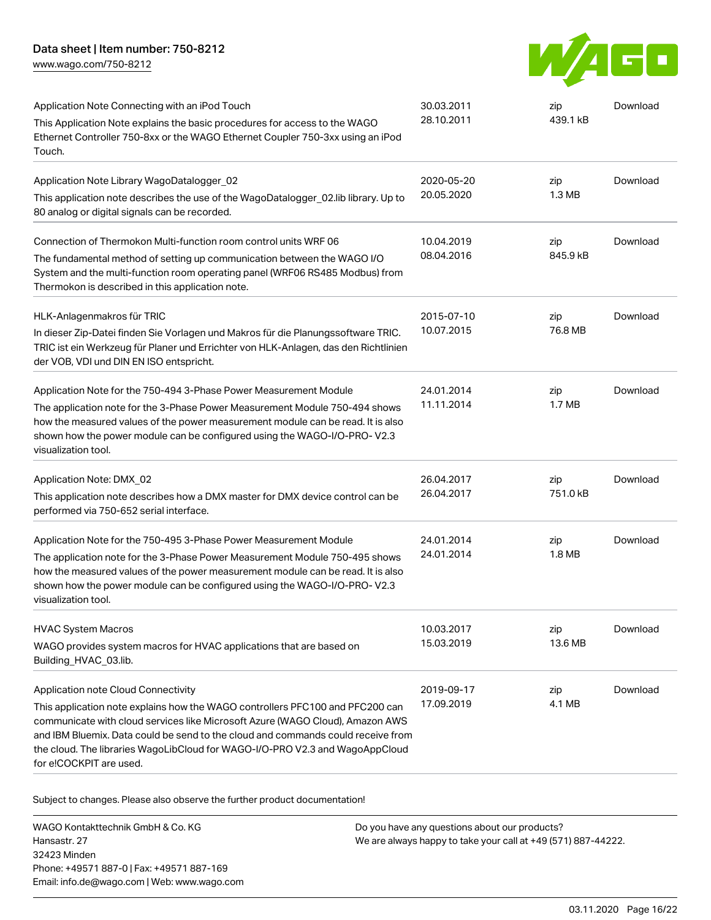| | | | |
|---|---|---|---|
| Application Note Connecting with an iPod Touch<br>This Application Note explains the basic procedures for access to the WAGO Ethernet Controller 750-8xx or the WAGO Ethernet Coupler 750-3xx using an iPod Touch. | 30.03.2011<br>28.10.2011 | zip<br>439.1 kB | Download |
| Application Note Library WagoDatalogger_02<br>This application note describes the use of the WagoDatalogger_02.lib library. Up to 80 analog or digital signals can be recorded. | 2020-05-20<br>20.05.2020 | zip<br>1.3 MB | Download |
| Connection of Thermokon Multi-function room control units WRF 06<br>The fundamental method of setting up communication between the WAGO I/O System and the multi-function room operating panel (WRF06 RS485 Modbus) from Thermokon is described in this application note. | 10.04.2019<br>08.04.2016 | zip<br>845.9 kB | Download |
| HLK-Anlagenmakros für TRIC<br>In dieser Zip-Datei finden Sie Vorlagen und Makros für die Planungssoftware TRIC. TRIC ist ein Werkzeug für Planer und Errichter von HLK-Anlagen, das den Richtlinien der VOB, VDI und DIN EN ISO entspricht. | 2015-07-10<br>10.07.2015 | zip<br>76.8 MB | Download |
| Application Note for the 750-494 3-Phase Power Measurement Module<br>The application note for the 3-Phase Power Measurement Module 750-494 shows how the measured values of the power measurement module can be read. It is also shown how the power module can be configured using the WAGO-I/O-PRO- V2.3 visualization tool. | 24.01.2014<br>11.11.2014 | zip<br>1.7 MB | Download |
| Application Note: DMX_02<br>This application note describes how a DMX master for DMX device control can be performed via 750-652 serial interface. | 26.04.2017<br>26.04.2017 | zip<br>751.0 kB | Download |
| Application Note for the 750-495 3-Phase Power Measurement Module<br>The application note for the 3-Phase Power Measurement Module 750-495 shows how the measured values of the power measurement module can be read. It is also shown how the power module can be configured using the WAGO-I/O-PRO- V2.3 visualization tool. | 24.01.2014<br>24.01.2014 | zip<br>1.8 MB | Download |
| HVAC System Macros<br>WAGO provides system macros for HVAC applications that are based on Building_HVAC_03.lib. | 10.03.2017<br>15.03.2019 | zip<br>13.6 MB | Download |
| Application note Cloud Connectivity<br>This application note explains how the WAGO controllers PFC100 and PFC200 can communicate with cloud services like Microsoft Azure (WAGO Cloud), Amazon AWS and IBM Bluemix. Data could be send to the cloud and commands could receive from the cloud. The libraries WagoLibCloud for WAGO-I/O-PRO V2.3 and WagoAppCloud for e!COCKPIT are used. | 2019-09-17<br>17.09.2019 | zip<br>4.1 MB | Download |

Subject to changes. Please also observe the further product documentation!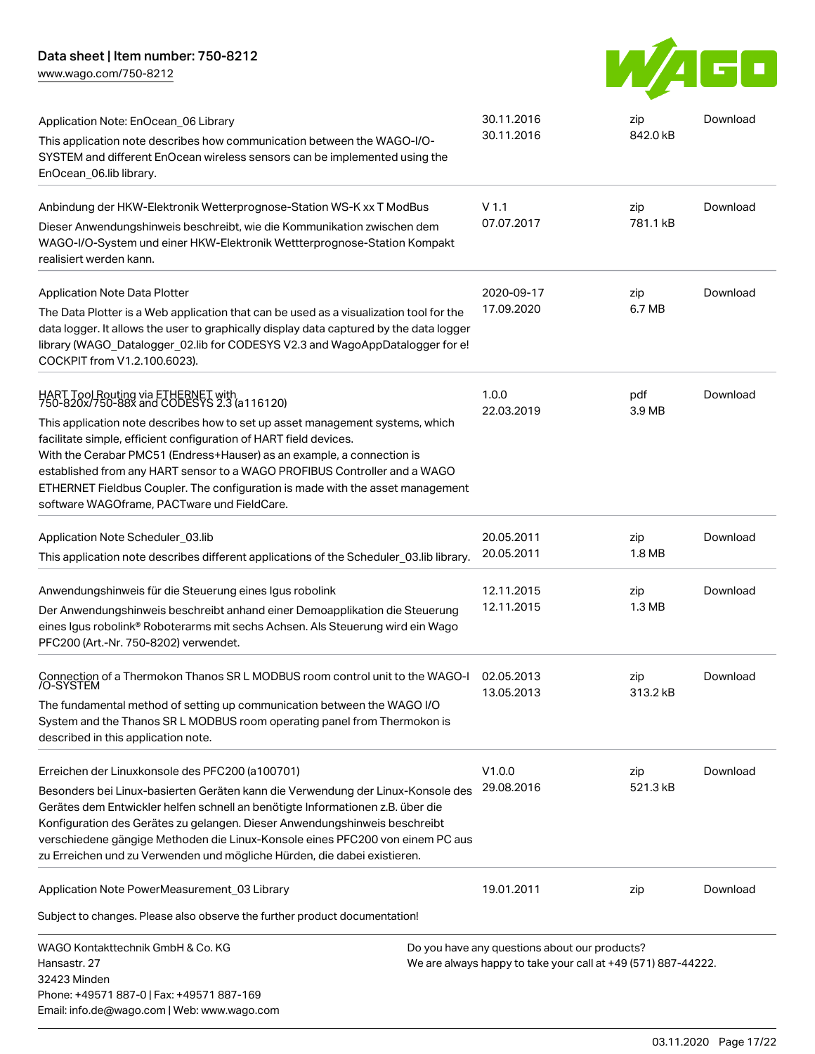| Document | Version / Date | Type / Size | |
|---|---|---|---|
| Application Note: EnOcean_06 Library<br>This application note describes how communication between the WAGO-I/O-SYSTEM and different EnOcean wireless sensors can be implemented using the EnOcean_06.lib library. | 30.11.2016<br>30.11.2016 | zip<br>842.0 kB | Download |
| Anbindung der HKW-Elektronik Wetterprognose-Station WS-K xx T ModBus<br>Dieser Anwendungshinweis beschreibt, wie die Kommunikation zwischen dem WAGO-I/O-System und einer HKW-Elektronik Wettterprognose-Station Kompakt realisiert werden kann. | V 1.1<br>07.07.2017 | zip<br>781.1 kB | Download |
| Application Note Data Plotter<br>The Data Plotter is a Web application that can be used as a visualization tool for the data logger. It allows the user to graphically display data captured by the data logger library (WAGO_Datalogger_02.lib for CODESYS V2.3 and WagoAppDatalogger for e!COCKPIT from V1.2.100.6023). | 2020-09-17<br>17.09.2020 | zip<br>6.7 MB | Download |
| HART Tool Routing via ETHERNET with 750-820x/750-88x and CODESYS 2.3 (a116120)<br>This application note describes how to set up asset management systems, which facilitate simple, efficient configuration of HART field devices.<br>With the Cerabar PMC51 (Endress+Hauser) as an example, a connection is established from any HART sensor to a WAGO PROFIBUS Controller and a WAGO ETHERNET Fieldbus Coupler. The configuration is made with the asset management software WAGOframe, PACTware und FieldCare. | 1.0.0<br>22.03.2019 | pdf<br>3.9 MB | Download |
| Application Note Scheduler_03.lib<br>This application note describes different applications of the Scheduler_03.lib library. | 20.05.2011<br>20.05.2011 | zip<br>1.8 MB | Download |
| Anwendungshinweis für die Steuerung eines Igus robolink<br>Der Anwendungshinweis beschreibt anhand einer Demoapplikation die Steuerung eines Igus robolink® Roboterarms mit sechs Achsen. Als Steuerung wird ein Wago PFC200 (Art.-Nr. 750-8202) verwendet. | 12.11.2015<br>12.11.2015 | zip<br>1.3 MB | Download |
| Connection of a Thermokon Thanos SR L MODBUS room control unit to the WAGO-I/O-SYSTEM<br>The fundamental method of setting up communication between the WAGO I/O System and the Thanos SR L MODBUS room operating panel from Thermokon is described in this application note. | 02.05.2013<br>13.05.2013 | zip<br>313.2 kB | Download |
| Erreichen der Linuxkonsole des PFC200 (a100701)<br>Besonders bei Linux-basierten Geräten kann die Verwendung der Linux-Konsole des Gerätes dem Entwickler helfen schnell an benötigte Informationen z.B. über die Konfiguration des Gerätes zu gelangen. Dieser Anwendungshinweis beschreibt verschiedene gängige Methoden die Linux-Konsole eines PFC200 von einem PC aus zu Erreichen und zu Verwenden und mögliche Hürden, die dabei existieren. | V1.0.0<br>29.08.2016 | zip<br>521.3 kB | Download |
| Application Note PowerMeasurement_03 Library | 19.01.2011 | zip | Download |

Subject to changes. Please also observe the further product documentation!

WAGO Kontakttechnik GmbH & Co. KG
Hansastr. 27
32423 Minden
Phone: +49571 887-0 | Fax: +49571 887-169
Email: info.de@wago.com | Web: www.wago.com

Do you have any questions about our products?
We are always happy to take your call at +49 (571) 887-44222.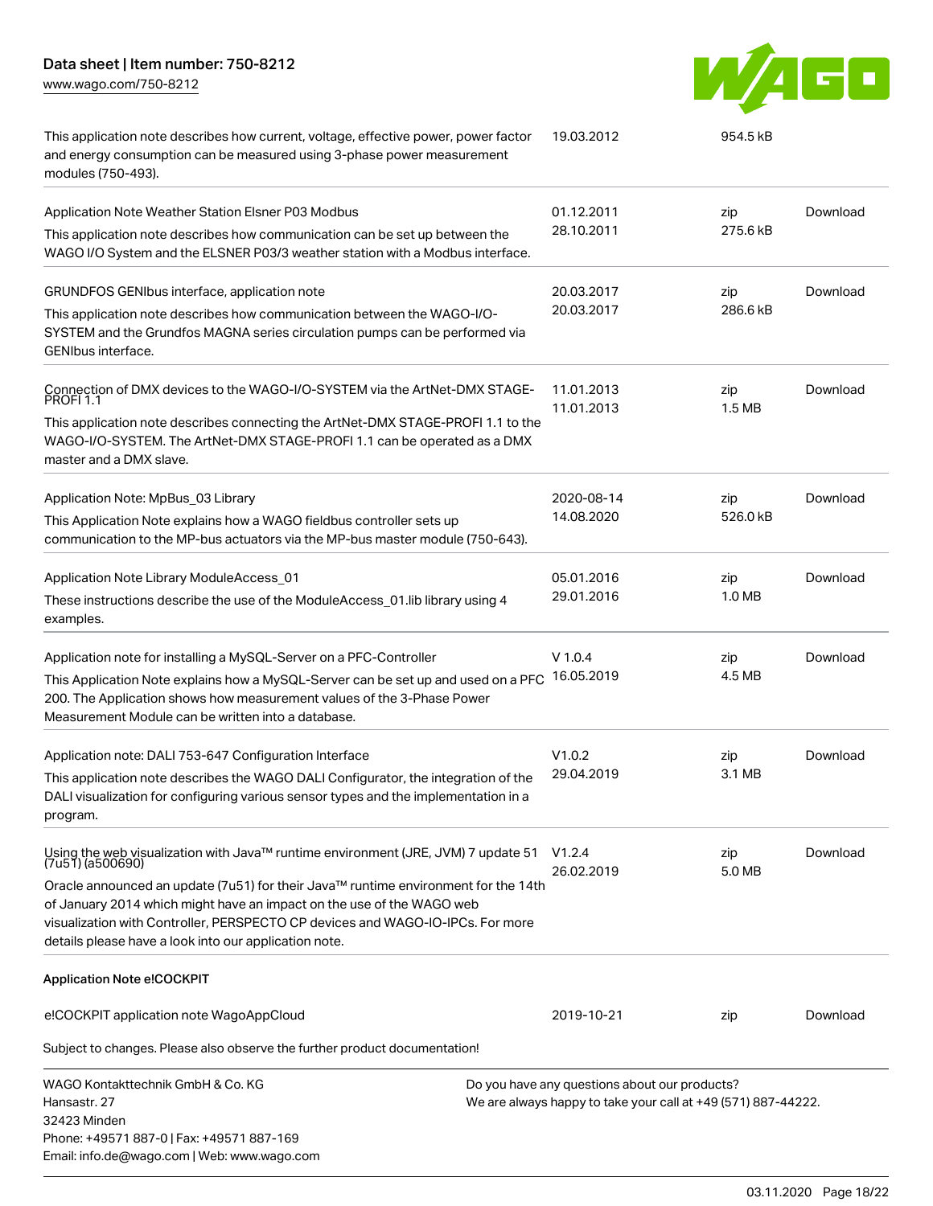| | | | |
|---|---|---|---|
| This application note describes how current, voltage, effective power, power factor and energy consumption can be measured using 3-phase power measurement modules (750-493). | 19.03.2012 | 954.5 kB | |
| Application Note Weather Station Elsner P03 Modbus<br>This application note describes how communication can be set up between the WAGO I/O System and the ELSNER P03/3 weather station with a Modbus interface. | 01.12.2011<br>28.10.2011 | zip<br>275.6 kB | Download |
| GRUNDFOS GENIbus interface, application note<br>This application note describes how communication between the WAGO-I/O-SYSTEM and the Grundfos MAGNA series circulation pumps can be performed via GENIbus interface. | 20.03.2017<br>20.03.2017 | zip<br>286.6 kB | Download |
| Connection of DMX devices to the WAGO-I/O-SYSTEM via the ArtNet-DMX STAGE-PROFI 1.1<br>This application note describes connecting the ArtNet-DMX STAGE-PROFI 1.1 to the WAGO-I/O-SYSTEM. The ArtNet-DMX STAGE-PROFI 1.1 can be operated as a DMX master and a DMX slave. | 11.01.2013<br>11.01.2013 | zip<br>1.5 MB | Download |
| Application Note: MpBus_03 Library<br>This Application Note explains how a WAGO fieldbus controller sets up communication to the MP-bus actuators via the MP-bus master module (750-643). | 2020-08-14<br>14.08.2020 | zip<br>526.0 kB | Download |
| Application Note Library ModuleAccess_01<br>These instructions describe the use of the ModuleAccess_01.lib library using 4 examples. | 05.01.2016<br>29.01.2016 | zip<br>1.0 MB | Download |
| Application note for installing a MySQL-Server on a PFC-Controller<br>This Application Note explains how a MySQL-Server can be set up and used on a PFC 200. The Application shows how measurement values of the 3-Phase Power Measurement Module can be written into a database. | V 1.0.4<br>16.05.2019 | zip<br>4.5 MB | Download |
| Application note: DALI 753-647 Configuration Interface<br>This application note describes the WAGO DALI Configurator, the integration of the DALI visualization for configuring various sensor types and the implementation in a program. | V1.0.2<br>29.04.2019 | zip<br>3.1 MB | Download |
| Using the web visualization with Java™ runtime environment (JRE, JVM) 7 update 51 (7u51) (a500690)<br>Oracle announced an update (7u51) for their Java™ runtime environment for the 14th of January 2014 which might have an impact on the use of the WAGO web visualization with Controller, PERSPECTO CP devices and WAGO-IO-IPCs. For more details please have a look into our application note. | V1.2.4<br>26.02.2019 | zip<br>5.0 MB | Download |

**Application Note e!COCKPIT**

| | | | |
|---|---|---|---|
| e!COCKPIT application note WagoAppCloud | 2019-10-21 | zip | Download |

Subject to changes. Please also observe the further product documentation!

WAGO Kontakttechnik GmbH & Co. KG
Hansastr. 27
32423 Minden
Phone: +49571 887-0 | Fax: +49571 887-169
Email: info.de@wago.com | Web: www.wago.com

Do you have any questions about our products?
We are always happy to take your call at +49 (571) 887-44222.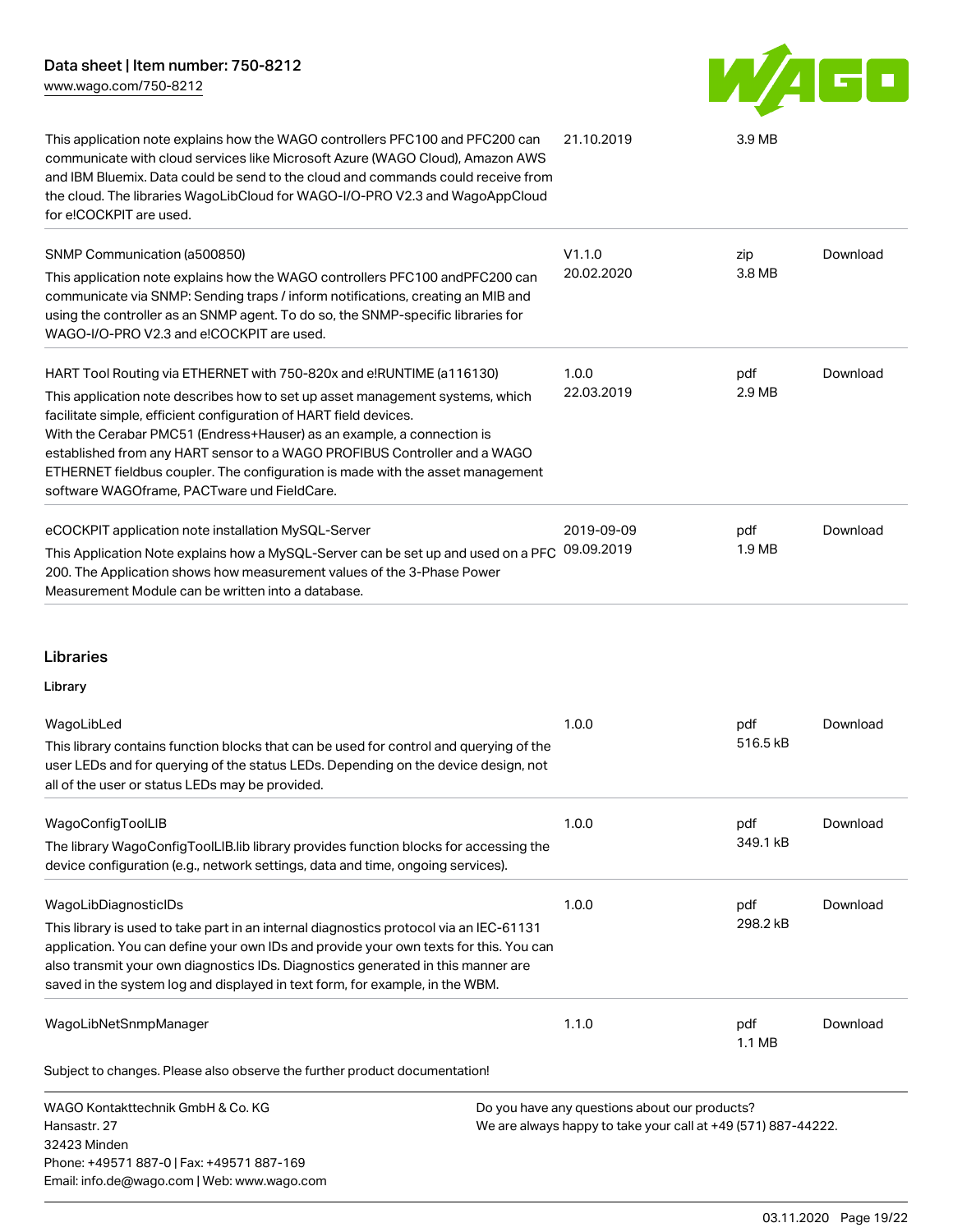| | | | |
|---|---|---|---|
| This application note explains how the WAGO controllers PFC100 and PFC200 can communicate with cloud services like Microsoft Azure (WAGO Cloud), Amazon AWS and IBM Bluemix. Data could be send to the cloud and commands could receive from the cloud. The libraries WagoLibCloud for WAGO-I/O-PRO V2.3 and WagoAppCloud for e!COCKPIT are used. | 21.10.2019 | 3.9 MB | |
| SNMP Communication (a500850)<br>This application note explains how the WAGO controllers PFC100 andPFC200 can communicate via SNMP: Sending traps / inform notifications, creating an MIB and using the controller as an SNMP agent. To do so, the SNMP-specific libraries for WAGO-I/O-PRO V2.3 and e!COCKPIT are used. | V1.1.0<br>20.02.2020 | zip<br>3.8 MB | Download |
| HART Tool Routing via ETHERNET with 750-820x and e!RUNTIME (a116130)<br>This application note describes how to set up asset management systems, which facilitate simple, efficient configuration of HART field devices.<br>With the Cerabar PMC51 (Endress+Hauser) as an example, a connection is established from any HART sensor to a WAGO PROFIBUS Controller and a WAGO ETHERNET fieldbus coupler. The configuration is made with the asset management software WAGOframe, PACTware und FieldCare. | 1.0.0<br>22.03.2019 | pdf<br>2.9 MB | Download |
| eCOCKPIT application note installation MySQL-Server<br>This Application Note explains how a MySQL-Server can be set up and used on a PFC 200. The Application shows how measurement values of the 3-Phase Power Measurement Module can be written into a database. | 2019-09-09<br>09.09.2019 | pdf<br>1.9 MB | Download |

## Libraries

### Library

| | | | |
|---|---|---|---|
| WagoLibLed<br>This library contains function blocks that can be used for control and querying of the user LEDs and for querying of the status LEDs. Depending on the device design, not all of the user or status LEDs may be provided. | 1.0.0 | pdf<br>516.5 kB | Download |
| WagoConfigToolLIB<br>The library WagoConfigToolLIB.lib library provides function blocks for accessing the device configuration (e.g., network settings, data and time, ongoing services). | 1.0.0 | pdf<br>349.1 kB | Download |
| WagoLibDiagnosticIDs<br>This library is used to take part in an internal diagnostics protocol via an IEC-61131 application. You can define your own IDs and provide your own texts for this. You can also transmit your own diagnostics IDs. Diagnostics generated in this manner are saved in the system log and displayed in text form, for example, in the WBM. | 1.0.0 | pdf<br>298.2 kB | Download |
| WagoLibNetSnmpManager | 1.1.0 | pdf<br>1.1 MB | Download |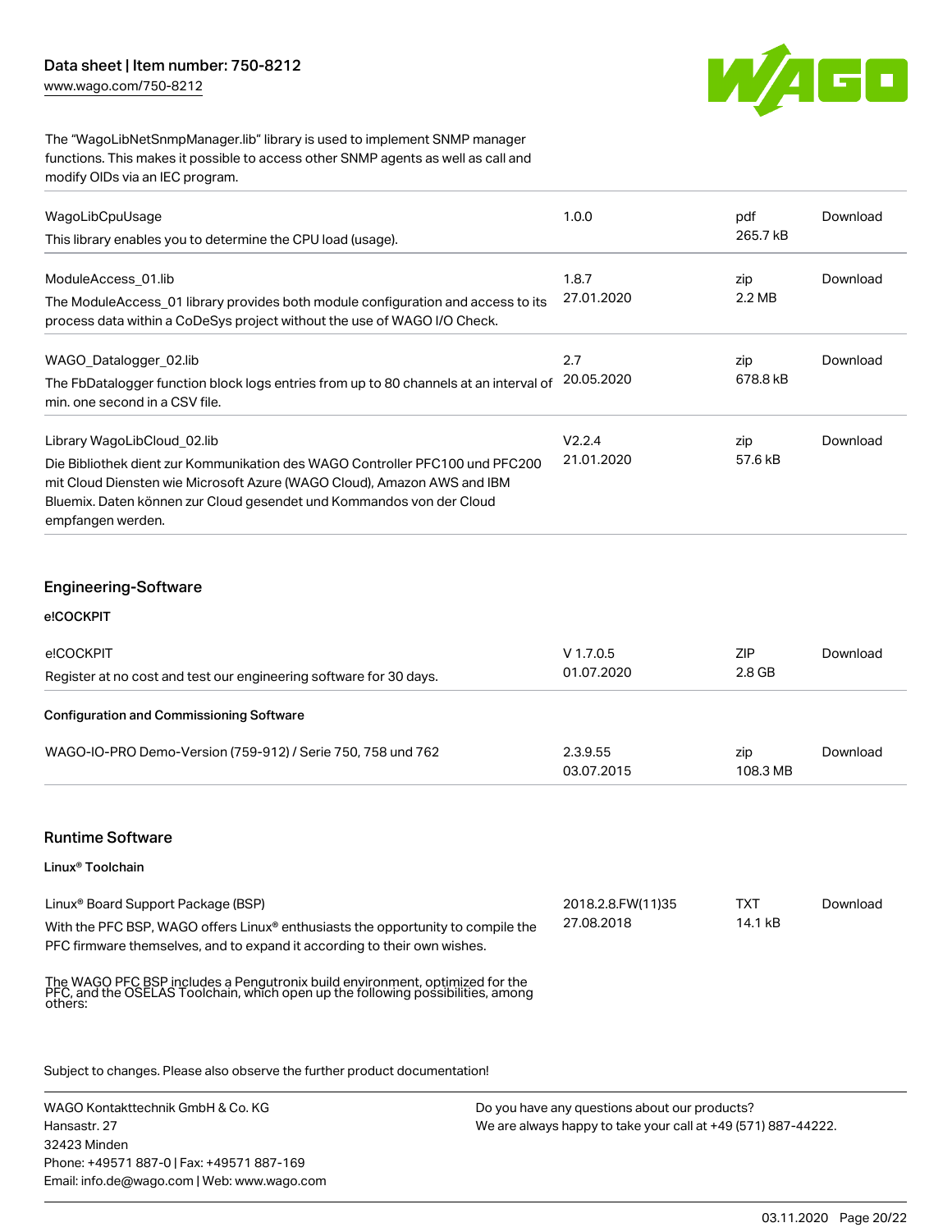The "WagoLibNetSnmpManager.lib" library is used to implement SNMP manager functions. This makes it possible to access other SNMP agents as well as call and modify OIDs via an IEC program.

| | | | |
|---|---|---|---|
| WagoLibCpuUsage<br>This library enables you to determine the CPU load (usage). | 1.0.0 | pdf<br>265.7 kB | Download |
| ModuleAccess_01.lib<br>The ModuleAccess_01 library provides both module configuration and access to its process data within a CoDeSys project without the use of WAGO I/O Check. | 1.8.7<br>27.01.2020 | zip<br>2.2 MB | Download |
| WAGO_Datalogger_02.lib<br>The FbDatalogger function block logs entries from up to 80 channels at an interval of min. one second in a CSV file. | 2.7<br>20.05.2020 | zip<br>678.8 kB | Download |
| Library WagoLibCloud_02.lib<br>Die Bibliothek dient zur Kommunikation des WAGO Controller PFC100 und PFC200 mit Cloud Diensten wie Microsoft Azure (WAGO Cloud), Amazon AWS and IBM Bluemix. Daten können zur Cloud gesendet und Kommandos von der Cloud empfangen werden. | V2.2.4<br>21.01.2020 | zip<br>57.6 kB | Download |

## Engineering-Software

**e!COCKPIT**

| | | | |
|---|---|---|---|
| e!COCKPIT<br>Register at no cost and test our engineering software for 30 days. | V 1.7.0.5<br>01.07.2020 | ZIP<br>2.8 GB | Download |

**Configuration and Commissioning Software**

| | | | |
|---|---|---|---|
| WAGO-IO-PRO Demo-Version (759-912) / Serie 750, 758 und 762 | 2.3.9.55<br>03.07.2015 | zip<br>108.3 MB | Download |

## Runtime Software

**Linux® Toolchain**

| | | | |
|---|---|---|---|
| Linux® Board Support Package (BSP)<br>With the PFC BSP, WAGO offers Linux® enthusiasts the opportunity to compile the PFC firmware themselves, and to expand it according to their own wishes. | 2018.2.8.FW(11)35<br>27.08.2018 | TXT<br>14.1 kB | Download |

The WAGO PFC BSP includes a Pengutronix build environment, optimized for the PFC, and the OSELAS Toolchain, which open up the following possibilities, among others:

Subject to changes. Please also observe the further product documentation!

WAGO Kontakttechnik GmbH & Co. KG
Hansastr. 27
32423 Minden
Phone: +49571 887-0 | Fax: +49571 887-169
Email: info.de@wago.com | Web: www.wago.com

Do you have any questions about our products?
We are always happy to take your call at +49 (571) 887-44222.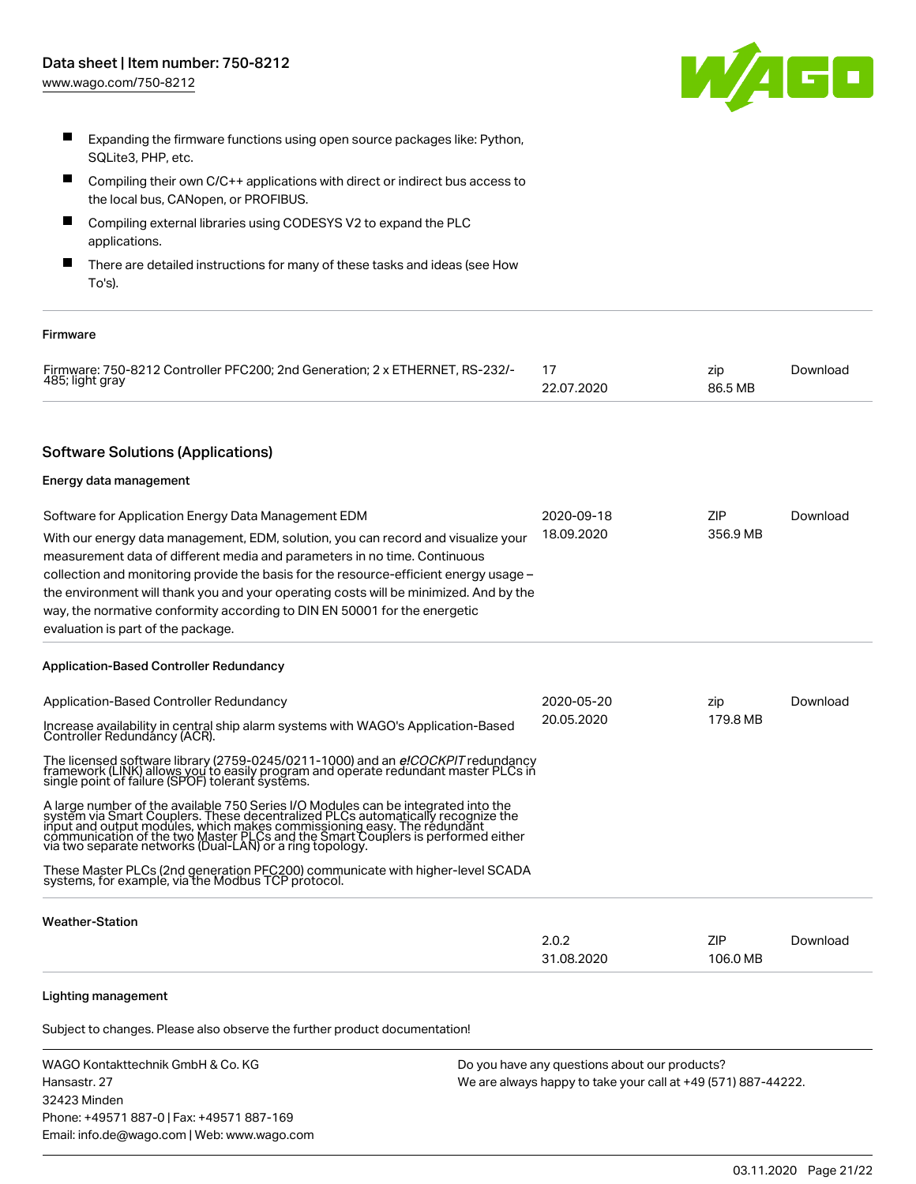- Expanding the firmware functions using open source packages like: Python, SQLite3, PHP, etc.
- Compiling their own C/C++ applications with direct or indirect bus access to the local bus, CANopen, or PROFIBUS.
- Compiling external libraries using CODESYS V2 to expand the PLC applications.
- There are detailed instructions for many of these tasks and ideas (see How To's).

#### Firmware

| | | | |
|---|---|---|---|
| Firmware: 750-8212 Controller PFC200; 2nd Generation; 2 x ETHERNET, RS-232/-485; light gray | 17<br>22.07.2020 | zip<br>86.5 MB | Download |

## Software Solutions (Applications)

#### Energy data management

| | | | |
|---|---|---|---|
| Software for Application Energy Data Management EDM<br>With our energy data management, EDM, solution, you can record and visualize your measurement data of different media and parameters in no time. Continuous collection and monitoring provide the basis for the resource-efficient energy usage – the environment will thank you and your operating costs will be minimized. And by the way, the normative conformity according to DIN EN 50001 for the energetic evaluation is part of the package. | 2020-09-18<br>18.09.2020 | ZIP<br>356.9 MB | Download |

#### Application-Based Controller Redundancy

| | | | |
|---|---|---|---|
| Application-Based Controller Redundancy<br>Increase availability in central ship alarm systems with WAGO's Application-Based Controller Redundancy (ACR).<br>The licensed software library (2759-0245/0211-1000) and an *e!COCKPIT* redundancy framework (LINK) allows you to easily program and operate redundant master PLCs in single point of failure (SPOF) tolerant systems.<br>A large number of the available 750 Series I/O Modules can be integrated into the system via Smart Couplers. These decentralized PLCs automatically recognize the input and output modules, which makes commissioning easy. The redundant communication of the two Master PLCs and the Smart Couplers is performed either via two separate networks (Dual-LAN) or a ring topology.<br>These Master PLCs (2nd generation PFC200) communicate with higher-level SCADA systems, for example, via the Modbus TCP protocol. | 2020-05-20<br>20.05.2020 | zip<br>179.8 MB | Download |

#### Weather-Station

| | | | |
|---|---|---|---|
| | 2.0.2<br>31.08.2020 | ZIP<br>106.0 MB | Download |

#### Lighting management

Subject to changes. Please also observe the further product documentation!

WAGO Kontakttechnik GmbH & Co. KG
Hansastr. 27
32423 Minden
Phone: +49571 887-0 | Fax: +49571 887-169
Email: info.de@wago.com | Web: www.wago.com

Do you have any questions about our products?
We are always happy to take your call at +49 (571) 887-44222.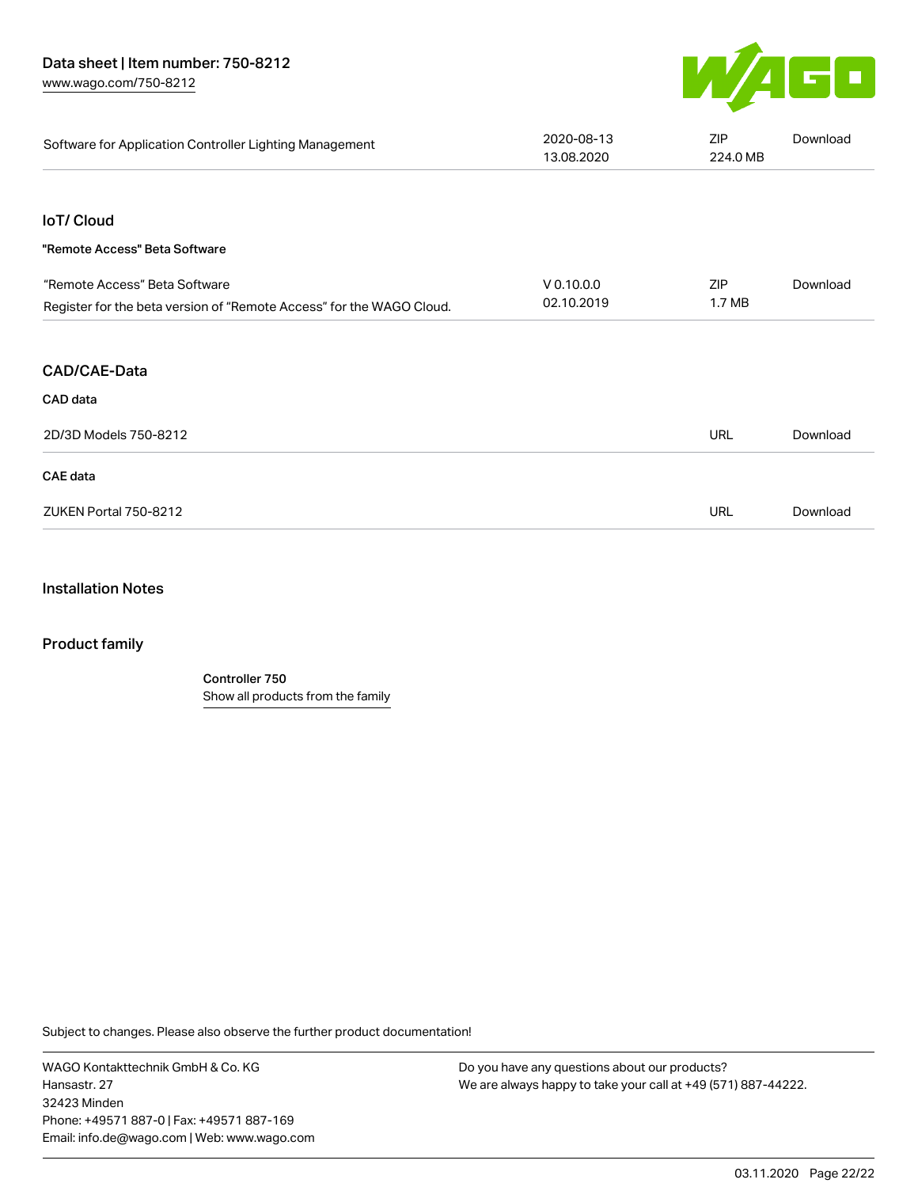| | | | |
|---|---|---|---|
| Software for Application Controller Lighting Management | 2020-08-13<br>13.08.2020 | ZIP<br>224.0 MB | Download |

## IoT/ Cloud

### "Remote Access" Beta Software

| | | | |
|---|---|---|---|
| "Remote Access" Beta Software<br>Register for the beta version of "Remote Access" for the WAGO Cloud. | V 0.10.0.0<br>02.10.2019 | ZIP<br>1.7 MB | Download |

## CAD/CAE-Data

### CAD data

| | | |
|---|---|---|
| 2D/3D Models 750-8212 | URL | Download |

### CAE data

| | | |
|---|---|---|
| ZUKEN Portal 750-8212 | URL | Download |

## Installation Notes

## Product family

**Controller 750**
Show all products from the family

Subject to changes. Please also observe the further product documentation!

WAGO Kontakttechnik GmbH & Co. KG
Hansastr. 27
32423 Minden
Phone: +49571 887-0 | Fax: +49571 887-169
Email: info.de@wago.com | Web: www.wago.com

Do you have any questions about our products?
We are always happy to take your call at +49 (571) 887-44222.